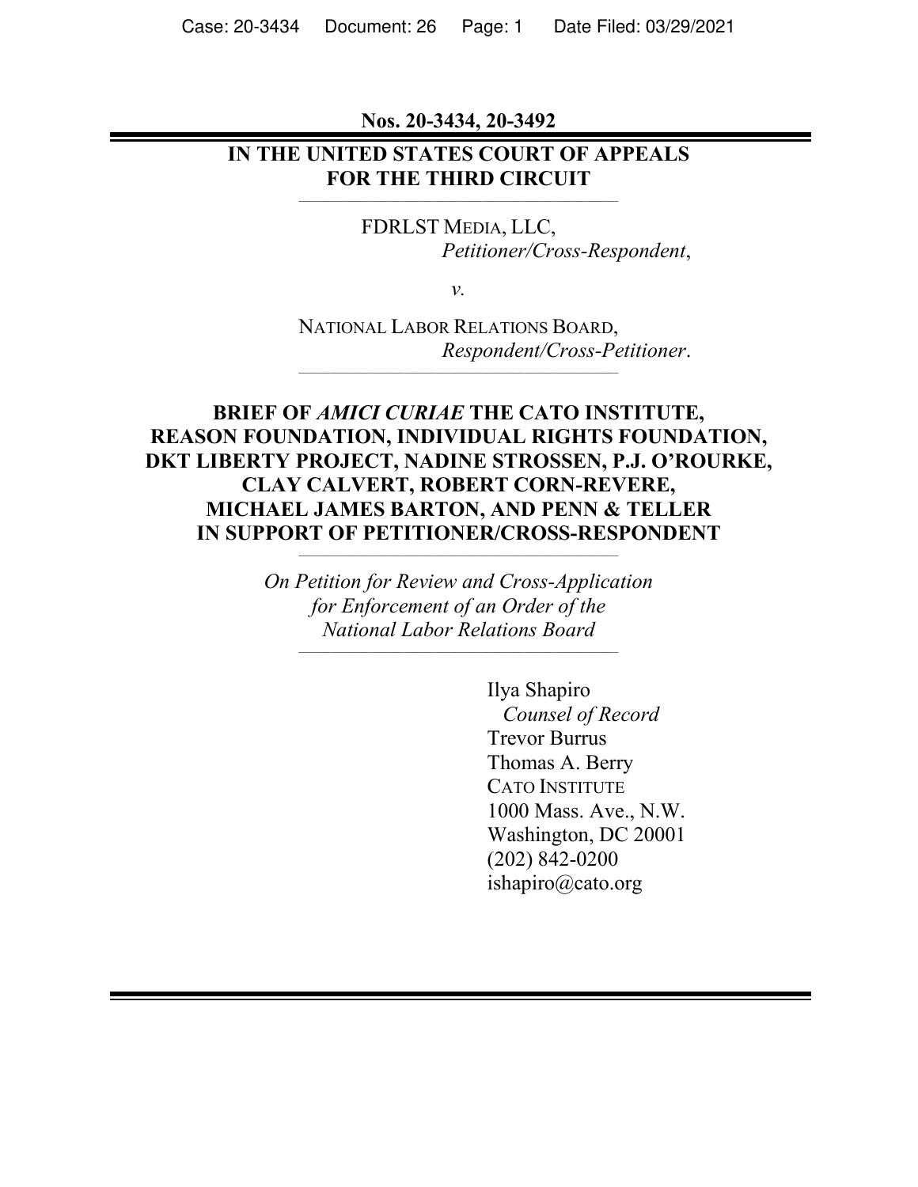**Nos. 20-3434, 20-3492**

---

**IN THE UNITED STATES COURT OF APPEALS**
**FOR THE THIRD CIRCUIT**

---

FDRLST MEDIA, LLC,
*Petitioner/Cross-Respondent*,

*v.*

NATIONAL LABOR RELATIONS BOARD,
*Respondent/Cross-Petitioner*.

---

**BRIEF OF *AMICI CURIAE* THE CATO INSTITUTE, REASON FOUNDATION, INDIVIDUAL RIGHTS FOUNDATION, DKT LIBERTY PROJECT, NADINE STROSSEN, P.J. O'ROURKE, CLAY CALVERT, ROBERT CORN-REVERE, MICHAEL JAMES BARTON, AND PENN & TELLER IN SUPPORT OF PETITIONER/CROSS-RESPONDENT**

---

*On Petition for Review and Cross-Application for Enforcement of an Order of the National Labor Relations Board*

---

Ilya Shapiro
*Counsel of Record*
Trevor Burrus
Thomas A. Berry
CATO INSTITUTE
1000 Mass. Ave., N.W.
Washington, DC 20001
(202) 842-0200
ishapiro@cato.org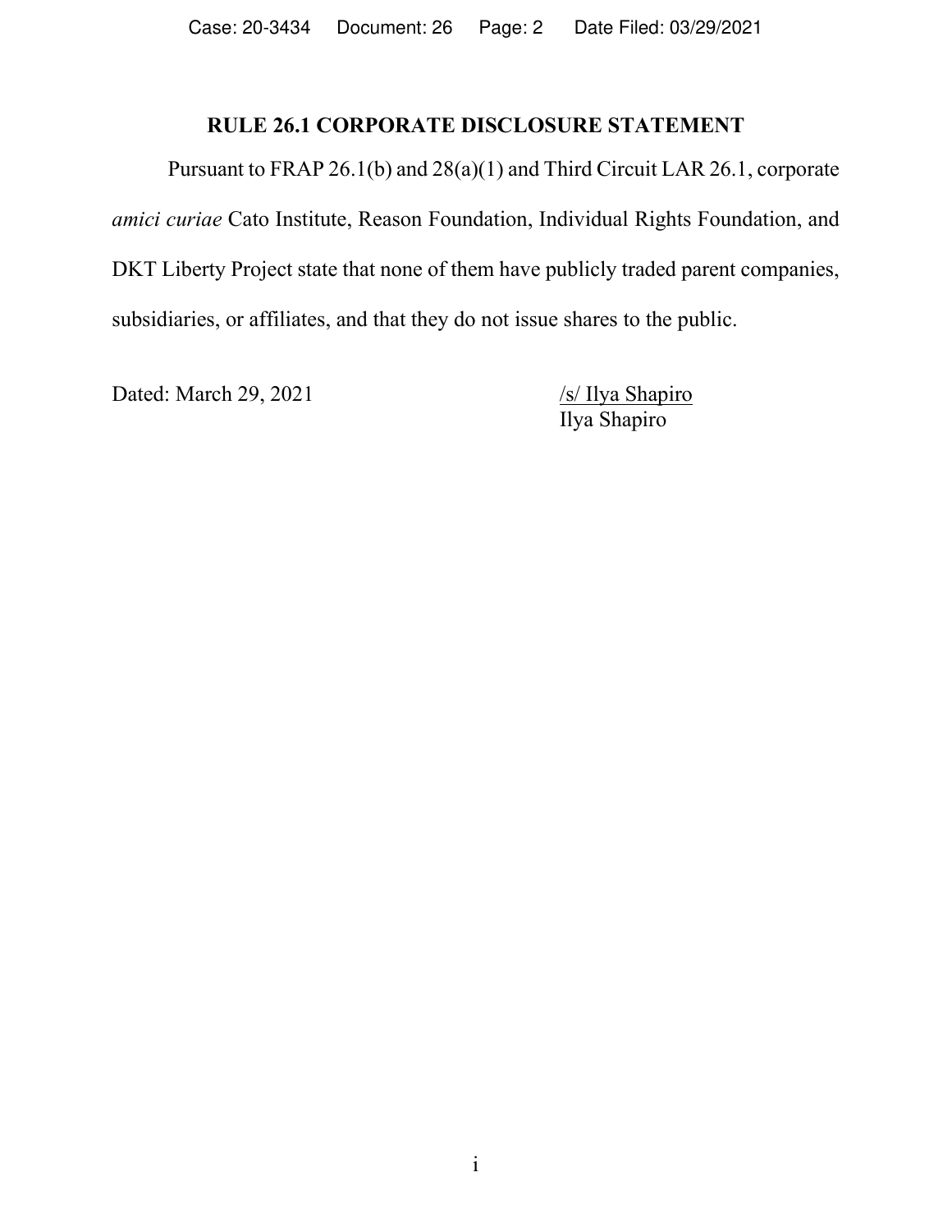## RULE 26.1 CORPORATE DISCLOSURE STATEMENT

Pursuant to FRAP 26.1(b) and 28(a)(1) and Third Circuit LAR 26.1, corporate *amici curiae* Cato Institute, Reason Foundation, Individual Rights Foundation, and DKT Liberty Project state that none of them have publicly traded parent companies, subsidiaries, or affiliates, and that they do not issue shares to the public.

Dated: March 29, 2021

/s/ Ilya Shapiro
Ilya Shapiro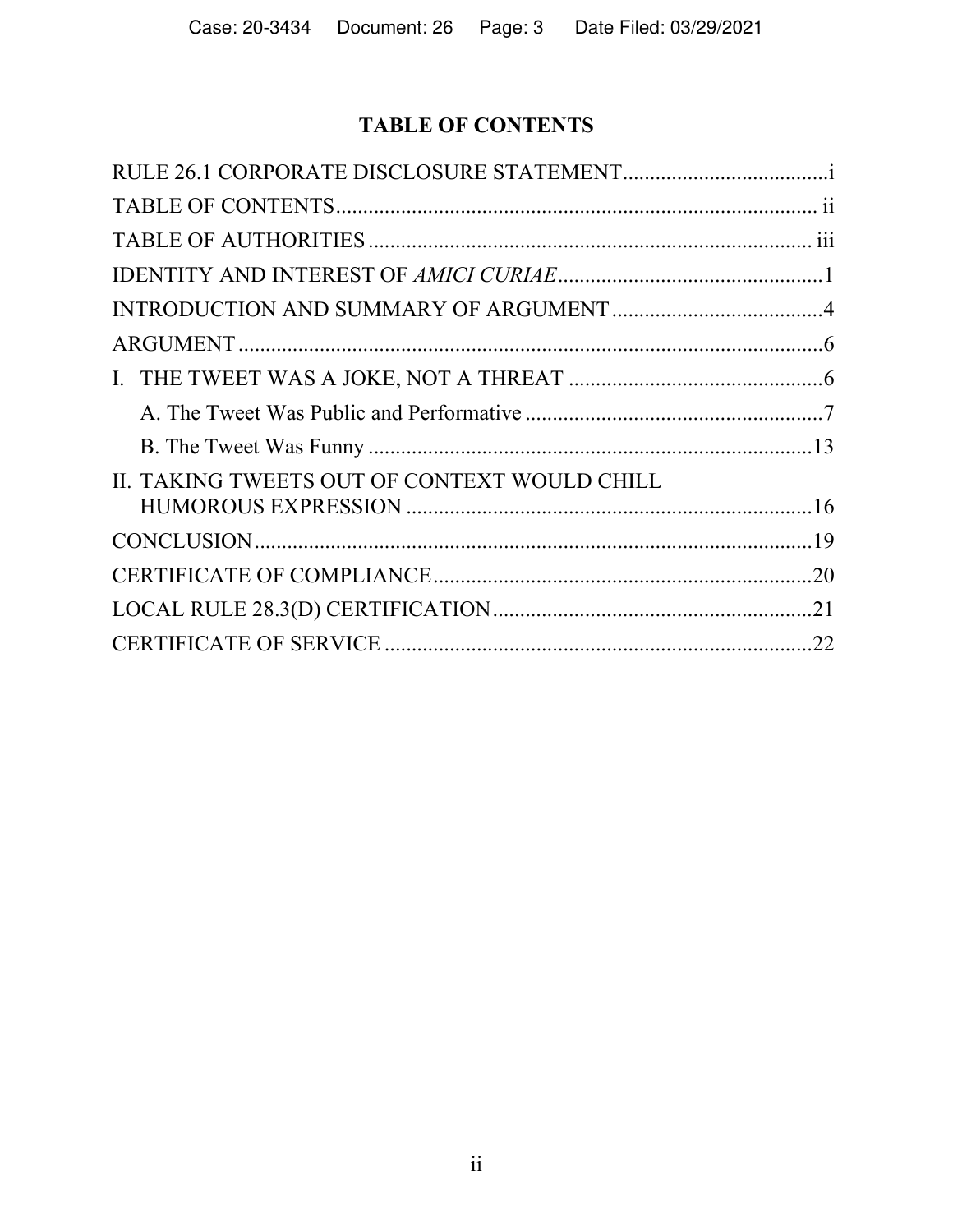# TABLE OF CONTENTS

RULE 26.1 CORPORATE DISCLOSURE STATEMENT ..................................... i

TABLE OF CONTENTS ........................................................................................ ii

TABLE OF AUTHORITIES ................................................................................ iii

IDENTITY AND INTEREST OF *AMICI CURIAE* .............................................. 1

INTRODUCTION AND SUMMARY OF ARGUMENT ...................................... 4

ARGUMENT ........................................................................................................... 6

I. THE TWEET WAS A JOKE, NOT A THREAT ............................................... 6

&nbsp;&nbsp;&nbsp;&nbsp;A. The Tweet Was Public and Performative ....................................................... 7

&nbsp;&nbsp;&nbsp;&nbsp;B. The Tweet Was Funny .................................................................................. 13

II. TAKING TWEETS OUT OF CONTEXT WOULD CHILL HUMOROUS EXPRESSION ........................................................................... 16

CONCLUSION ...................................................................................................... 19

CERTIFICATE OF COMPLIANCE ...................................................................... 20

LOCAL RULE 28.3(D) CERTIFICATION ........................................................... 21

CERTIFICATE OF SERVICE .............................................................................. 22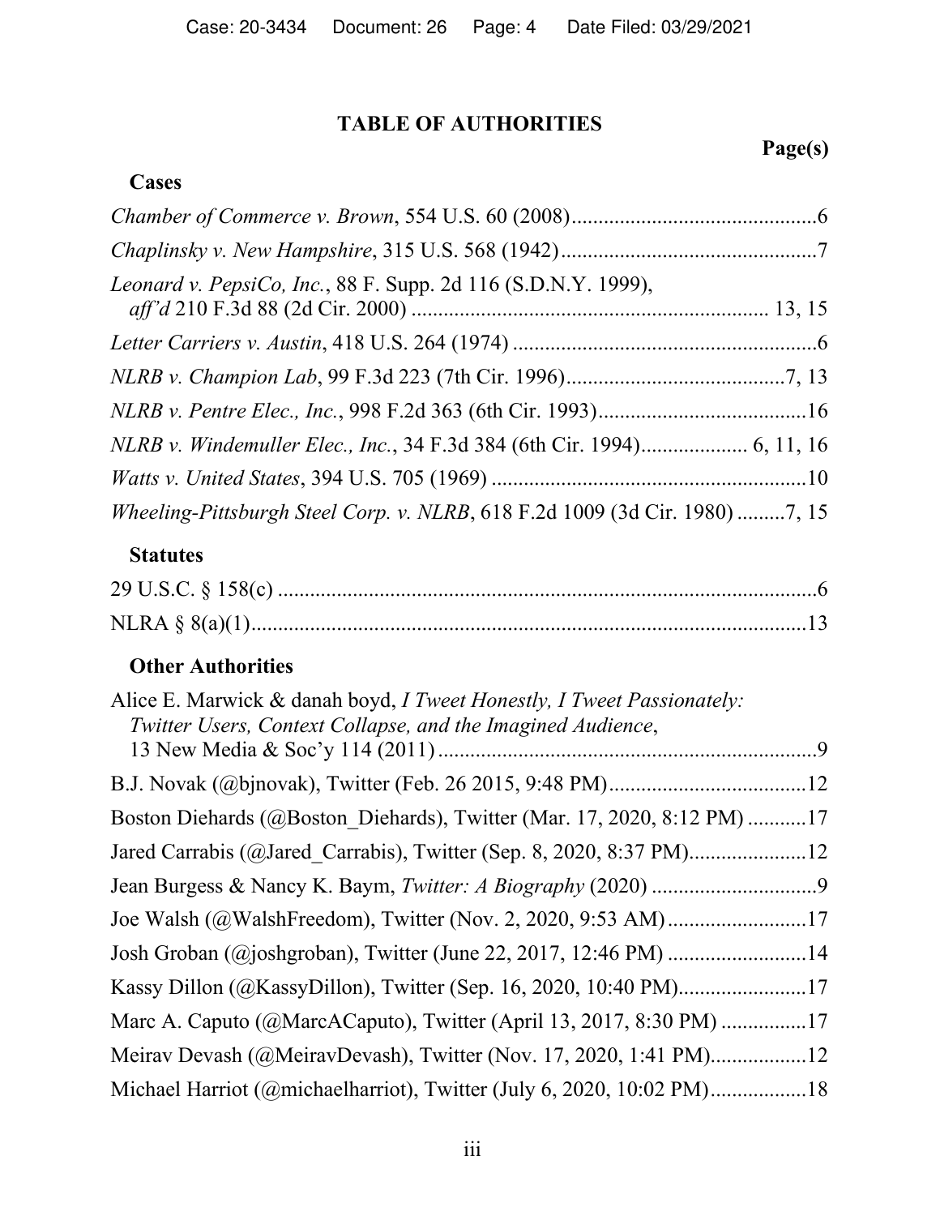# TABLE OF AUTHORITIES

**Page(s)**

## Cases

*Chamber of Commerce v. Brown*, 554 U.S. 60 (2008)..............................................6

*Chaplinsky v. New Hampshire*, 315 U.S. 568 (1942)................................................7

*Leonard v. PepsiCo, Inc.*, 88 F. Supp. 2d 116 (S.D.N.Y. 1999), *aff'd* 210 F.3d 88 (2d Cir. 2000) .................................................................. 13, 15

*Letter Carriers v. Austin*, 418 U.S. 264 (1974) .........................................................6

*NLRB v. Champion Lab*, 99 F.3d 223 (7th Cir. 1996).........................................7, 13

*NLRB v. Pentre Elec., Inc.*, 998 F.2d 363 (6th Cir. 1993).......................................16

*NLRB v. Windemuller Elec., Inc.*, 34 F.3d 384 (6th Cir. 1994).................... 6, 11, 16

*Watts v. United States*, 394 U.S. 705 (1969) ...........................................................10

*Wheeling-Pittsburgh Steel Corp. v. NLRB*, 618 F.2d 1009 (3d Cir. 1980) .........7, 15

## Statutes

29 U.S.C. § 158(c) .....................................................................................................6

NLRA § 8(a)(1).........................................................................................................13

## Other Authorities

Alice E. Marwick & danah boyd, *I Tweet Honestly, I Tweet Passionately: Twitter Users, Context Collapse, and the Imagined Audience*, 13 New Media & Soc'y 114 (2011) .......................................................................9

B.J. Novak (@bjnovak), Twitter (Feb. 26 2015, 9:48 PM).....................................12

Boston Diehards (@Boston_Diehards), Twitter (Mar. 17, 2020, 8:12 PM) ...........17

Jared Carrabis (@Jared_Carrabis), Twitter (Sep. 8, 2020, 8:37 PM)......................12

Jean Burgess & Nancy K. Baym, *Twitter: A Biography* (2020) ...............................9

Joe Walsh (@WalshFreedom), Twitter (Nov. 2, 2020, 9:53 AM)..........................17

Josh Groban (@joshgroban), Twitter (June 22, 2017, 12:46 PM) ..........................14

Kassy Dillon (@KassyDillon), Twitter (Sep. 16, 2020, 10:40 PM)........................17

Marc A. Caputo (@MarcACaputo), Twitter (April 13, 2017, 8:30 PM) ................17

Meirav Devash (@MeiravDevash), Twitter (Nov. 17, 2020, 1:41 PM).................12

Michael Harriot (@michaelharriot), Twitter (July 6, 2020, 10:02 PM).................18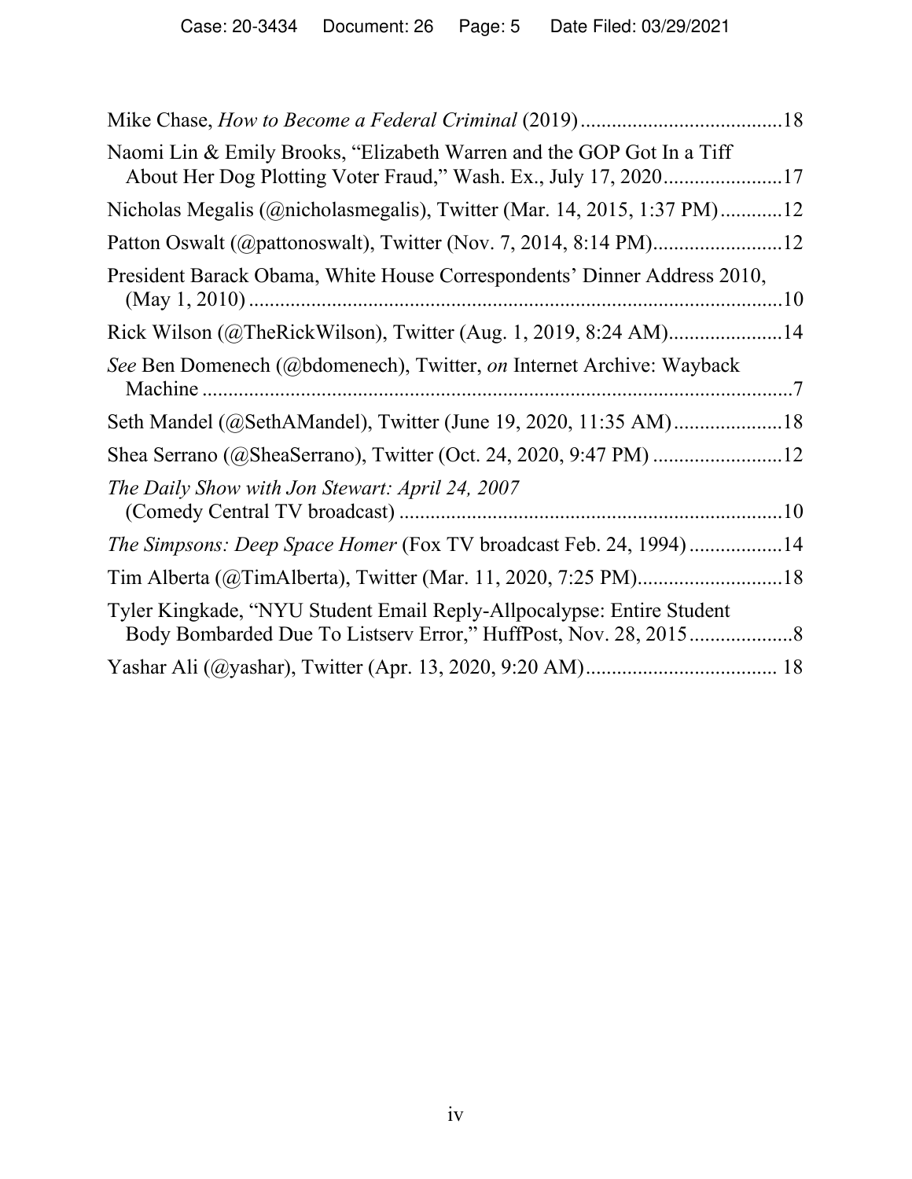Mike Chase, *How to Become a Federal Criminal* (2019) .......................................18

Naomi Lin & Emily Brooks, "Elizabeth Warren and the GOP Got In a Tiff About Her Dog Plotting Voter Fraud," Wash. Ex., July 17, 2020.......................17

Nicholas Megalis (@nicholasmegalis), Twitter (Mar. 14, 2015, 1:37 PM)............12

Patton Oswalt (@pattonoswalt), Twitter (Nov. 7, 2014, 8:14 PM).........................12

President Barack Obama, White House Correspondents' Dinner Address 2010, (May 1, 2010) .......................................................................................10

Rick Wilson (@TheRickWilson), Twitter (Aug. 1, 2019, 8:24 AM)......................14

*See* Ben Domenech (@bdomenech), Twitter, *on* Internet Archive: Wayback Machine ....................................................................................................7

Seth Mandel (@SethAMandel), Twitter (June 19, 2020, 11:35 AM).....................18

Shea Serrano (@SheaSerrano), Twitter (Oct. 24, 2020, 9:47 PM) .........................12

*The Daily Show with Jon Stewart: April 24, 2007* (Comedy Central TV broadcast) ..........................................................................10

*The Simpsons: Deep Space Homer* (Fox TV broadcast Feb. 24, 1994) ..................14

Tim Alberta (@TimAlberta), Twitter (Mar. 11, 2020, 7:25 PM)............................18

Tyler Kingkade, "NYU Student Email Reply-Allpocalypse: Entire Student Body Bombarded Due To Listserv Error," HuffPost, Nov. 28, 2015....................8

Yashar Ali (@yashar), Twitter (Apr. 13, 2020, 9:20 AM)..................................... 18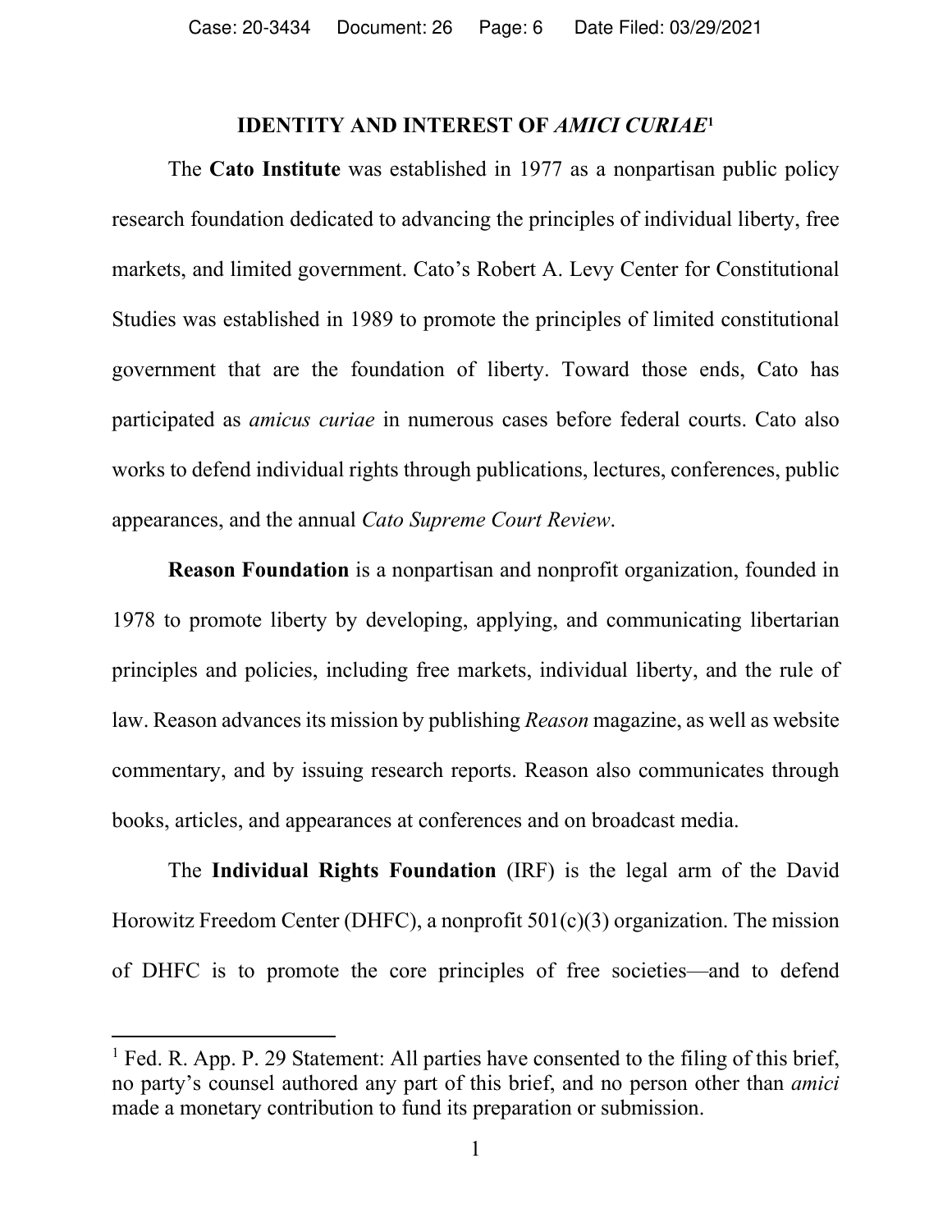## IDENTITY AND INTEREST OF *AMICI CURIAE*[1]

The **Cato Institute** was established in 1977 as a nonpartisan public policy research foundation dedicated to advancing the principles of individual liberty, free markets, and limited government. Cato's Robert A. Levy Center for Constitutional Studies was established in 1989 to promote the principles of limited constitutional government that are the foundation of liberty. Toward those ends, Cato has participated as *amicus curiae* in numerous cases before federal courts. Cato also works to defend individual rights through publications, lectures, conferences, public appearances, and the annual *Cato Supreme Court Review*.

**Reason Foundation** is a nonpartisan and nonprofit organization, founded in 1978 to promote liberty by developing, applying, and communicating libertarian principles and policies, including free markets, individual liberty, and the rule of law. Reason advances its mission by publishing *Reason* magazine, as well as website commentary, and by issuing research reports. Reason also communicates through books, articles, and appearances at conferences and on broadcast media.

The **Individual Rights Foundation** (IRF) is the legal arm of the David Horowitz Freedom Center (DHFC), a nonprofit 501(c)(3) organization. The mission of DHFC is to promote the core principles of free societies—and to defend

[1] Fed. R. App. P. 29 Statement: All parties have consented to the filing of this brief, no party's counsel authored any part of this brief, and no person other than *amici* made a monetary contribution to fund its preparation or submission.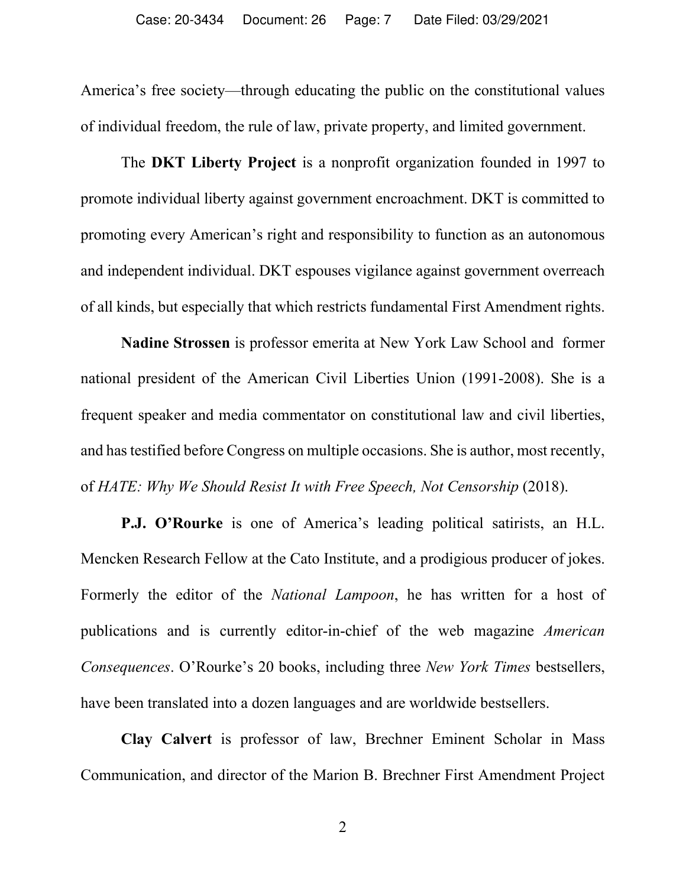America's free society—through educating the public on the constitutional values of individual freedom, the rule of law, private property, and limited government.

The **DKT Liberty Project** is a nonprofit organization founded in 1997 to promote individual liberty against government encroachment. DKT is committed to promoting every American's right and responsibility to function as an autonomous and independent individual. DKT espouses vigilance against government overreach of all kinds, but especially that which restricts fundamental First Amendment rights.

**Nadine Strossen** is professor emerita at New York Law School and former national president of the American Civil Liberties Union (1991-2008). She is a frequent speaker and media commentator on constitutional law and civil liberties, and has testified before Congress on multiple occasions. She is author, most recently, of *HATE: Why We Should Resist It with Free Speech, Not Censorship* (2018).

**P.J. O'Rourke** is one of America's leading political satirists, an H.L. Mencken Research Fellow at the Cato Institute, and a prodigious producer of jokes. Formerly the editor of the *National Lampoon*, he has written for a host of publications and is currently editor-in-chief of the web magazine *American Consequences*. O'Rourke's 20 books, including three *New York Times* bestsellers, have been translated into a dozen languages and are worldwide bestsellers.

**Clay Calvert** is professor of law, Brechner Eminent Scholar in Mass Communication, and director of the Marion B. Brechner First Amendment Project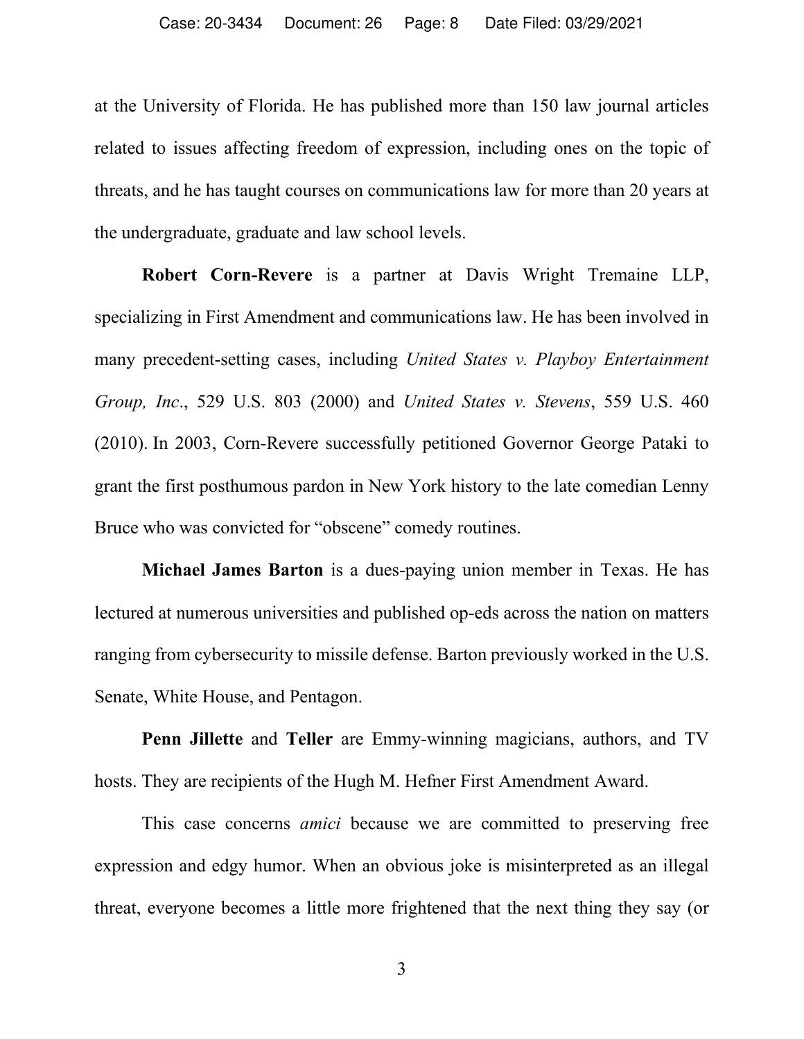at the University of Florida. He has published more than 150 law journal articles related to issues affecting freedom of expression, including ones on the topic of threats, and he has taught courses on communications law for more than 20 years at the undergraduate, graduate and law school levels.

**Robert Corn-Revere** is a partner at Davis Wright Tremaine LLP, specializing in First Amendment and communications law. He has been involved in many precedent-setting cases, including *United States v. Playboy Entertainment Group, Inc*., 529 U.S. 803 (2000) and *United States v. Stevens*, 559 U.S. 460 (2010). In 2003, Corn-Revere successfully petitioned Governor George Pataki to grant the first posthumous pardon in New York history to the late comedian Lenny Bruce who was convicted for "obscene" comedy routines.

**Michael James Barton** is a dues-paying union member in Texas. He has lectured at numerous universities and published op-eds across the nation on matters ranging from cybersecurity to missile defense. Barton previously worked in the U.S. Senate, White House, and Pentagon.

**Penn Jillette** and **Teller** are Emmy-winning magicians, authors, and TV hosts. They are recipients of the Hugh M. Hefner First Amendment Award.

This case concerns *amici* because we are committed to preserving free expression and edgy humor. When an obvious joke is misinterpreted as an illegal threat, everyone becomes a little more frightened that the next thing they say (or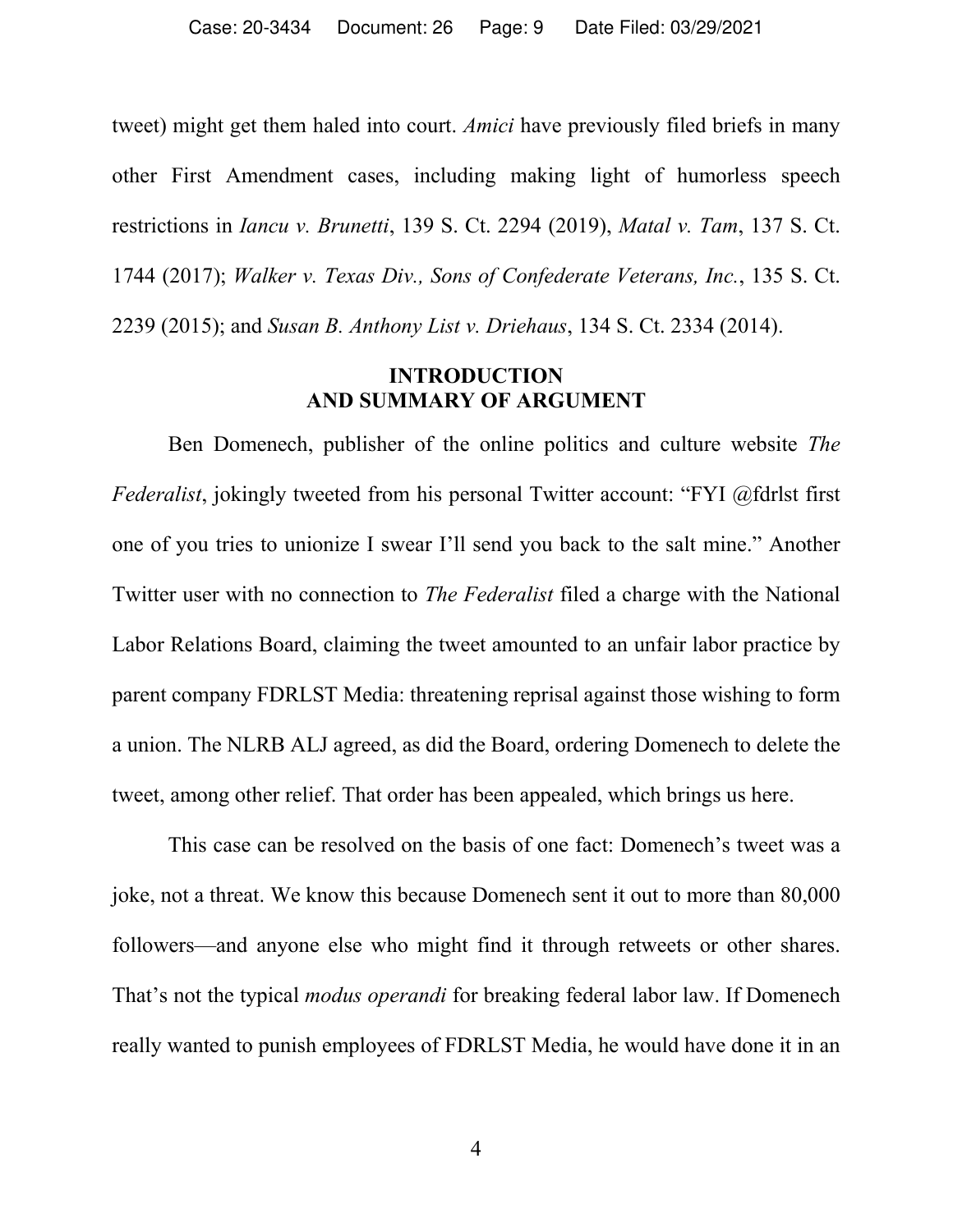tweet) might get them haled into court. *Amici* have previously filed briefs in many other First Amendment cases, including making light of humorless speech restrictions in *Iancu v. Brunetti*, 139 S. Ct. 2294 (2019), *Matal v. Tam*, 137 S. Ct. 1744 (2017); *Walker v. Texas Div., Sons of Confederate Veterans, Inc.*, 135 S. Ct. 2239 (2015); and *Susan B. Anthony List v. Driehaus*, 134 S. Ct. 2334 (2014).

## INTRODUCTION AND SUMMARY OF ARGUMENT

Ben Domenech, publisher of the online politics and culture website *The Federalist*, jokingly tweeted from his personal Twitter account: "FYI @fdrlst first one of you tries to unionize I swear I'll send you back to the salt mine." Another Twitter user with no connection to *The Federalist* filed a charge with the National Labor Relations Board, claiming the tweet amounted to an unfair labor practice by parent company FDRLST Media: threatening reprisal against those wishing to form a union. The NLRB ALJ agreed, as did the Board, ordering Domenech to delete the tweet, among other relief. That order has been appealed, which brings us here.

This case can be resolved on the basis of one fact: Domenech's tweet was a joke, not a threat. We know this because Domenech sent it out to more than 80,000 followers—and anyone else who might find it through retweets or other shares. That's not the typical *modus operandi* for breaking federal labor law. If Domenech really wanted to punish employees of FDRLST Media, he would have done it in an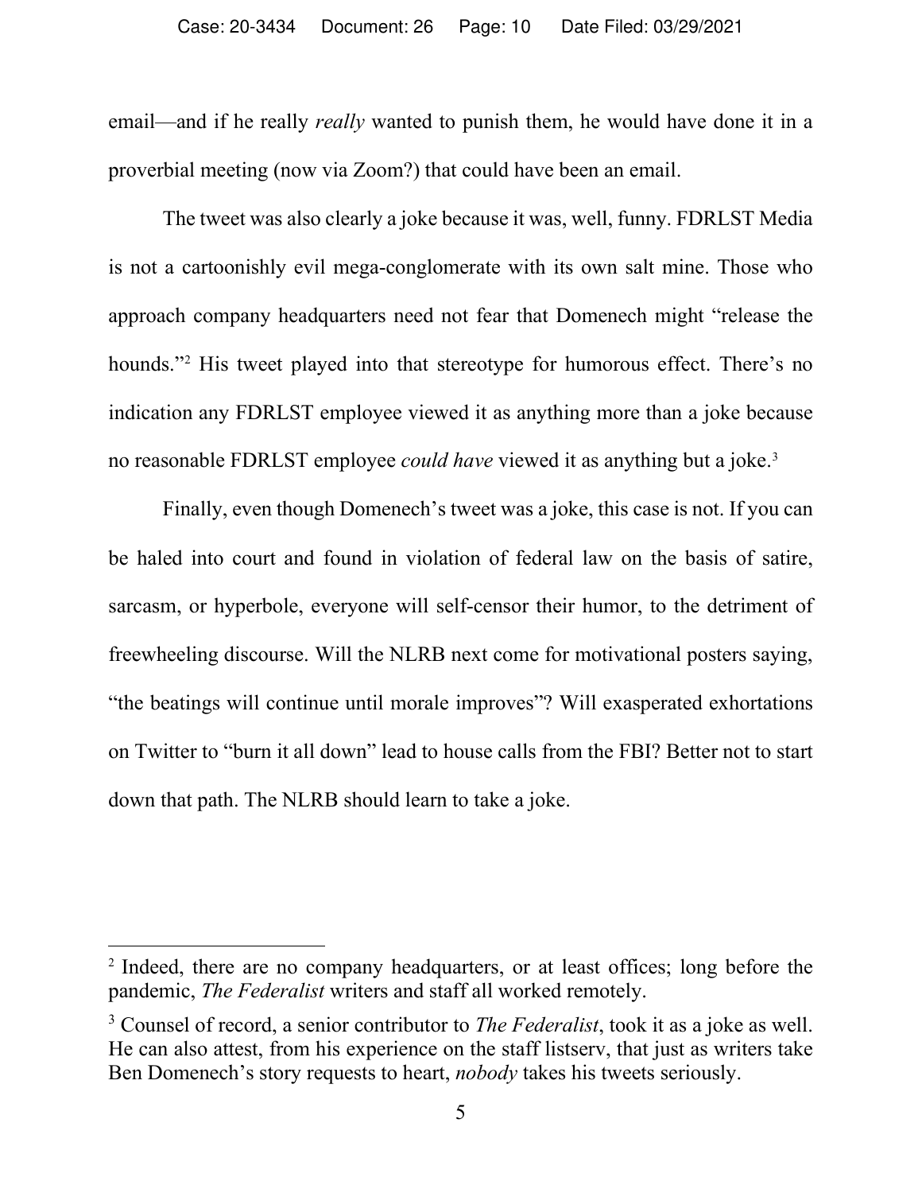email—and if he really *really* wanted to punish them, he would have done it in a proverbial meeting (now via Zoom?) that could have been an email.

The tweet was also clearly a joke because it was, well, funny. FDRLST Media is not a cartoonishly evil mega-conglomerate with its own salt mine. Those who approach company headquarters need not fear that Domenech might "release the hounds."[2] His tweet played into that stereotype for humorous effect. There's no indication any FDRLST employee viewed it as anything more than a joke because no reasonable FDRLST employee *could have* viewed it as anything but a joke.[3]

Finally, even though Domenech's tweet was a joke, this case is not. If you can be haled into court and found in violation of federal law on the basis of satire, sarcasm, or hyperbole, everyone will self-censor their humor, to the detriment of freewheeling discourse. Will the NLRB next come for motivational posters saying, "the beatings will continue until morale improves"? Will exasperated exhortations on Twitter to "burn it all down" lead to house calls from the FBI? Better not to start down that path. The NLRB should learn to take a joke.

---

[2] Indeed, there are no company headquarters, or at least offices; long before the pandemic, *The Federalist* writers and staff all worked remotely.

[3] Counsel of record, a senior contributor to *The Federalist*, took it as a joke as well. He can also attest, from his experience on the staff listserv, that just as writers take Ben Domenech's story requests to heart, *nobody* takes his tweets seriously.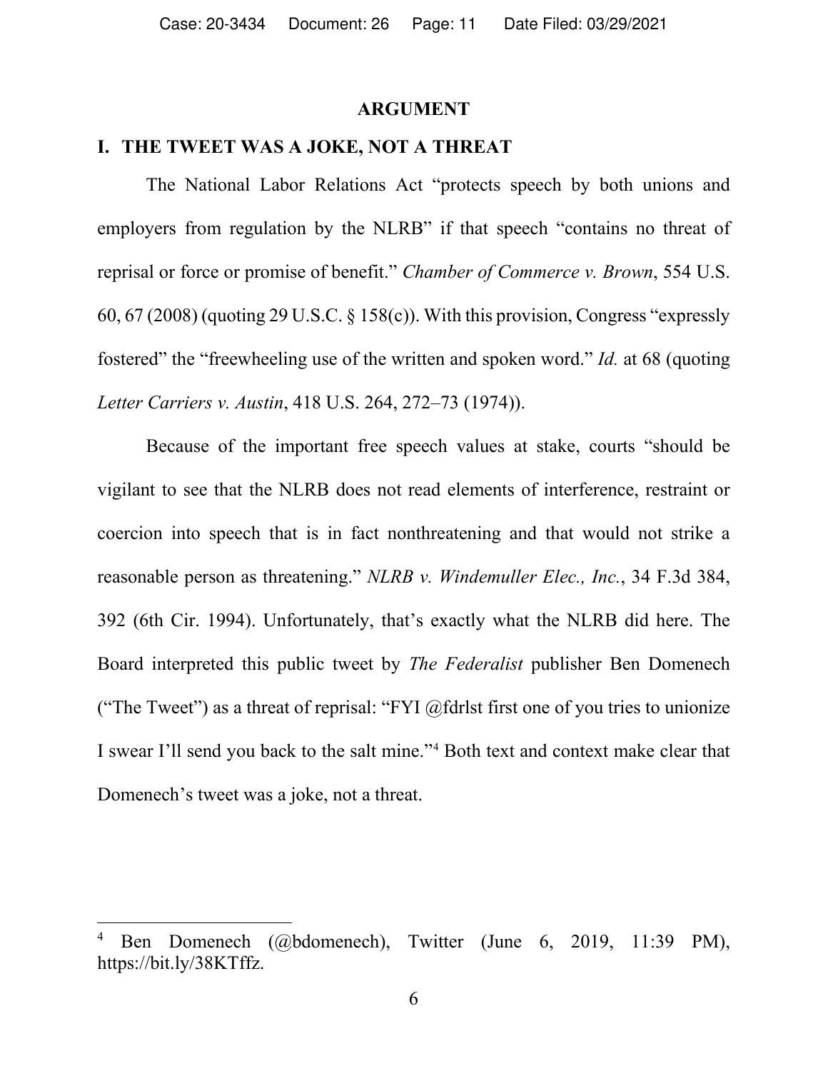## ARGUMENT

### I. THE TWEET WAS A JOKE, NOT A THREAT

The National Labor Relations Act "protects speech by both unions and employers from regulation by the NLRB" if that speech "contains no threat of reprisal or force or promise of benefit." *Chamber of Commerce v. Brown*, 554 U.S. 60, 67 (2008) (quoting 29 U.S.C. § 158(c)). With this provision, Congress "expressly fostered" the "freewheeling use of the written and spoken word." *Id.* at 68 (quoting *Letter Carriers v. Austin*, 418 U.S. 264, 272–73 (1974)).

Because of the important free speech values at stake, courts "should be vigilant to see that the NLRB does not read elements of interference, restraint or coercion into speech that is in fact nonthreatening and that would not strike a reasonable person as threatening." *NLRB v. Windemuller Elec., Inc.*, 34 F.3d 384, 392 (6th Cir. 1994). Unfortunately, that's exactly what the NLRB did here. The Board interpreted this public tweet by *The Federalist* publisher Ben Domenech ("The Tweet") as a threat of reprisal: "FYI @fdrlst first one of you tries to unionize I swear I'll send you back to the salt mine."[4] Both text and context make clear that Domenech's tweet was a joke, not a threat.

---

[4] Ben Domenech (@bdomenech), Twitter (June 6, 2019, 11:39 PM), https://bit.ly/38KTffz.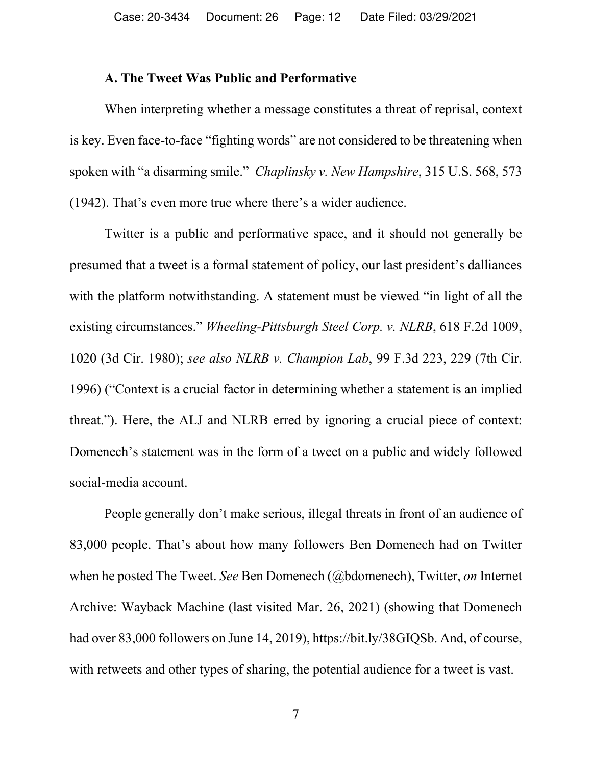### A. The Tweet Was Public and Performative

When interpreting whether a message constitutes a threat of reprisal, context is key. Even face-to-face "fighting words" are not considered to be threatening when spoken with "a disarming smile." *Chaplinsky v. New Hampshire*, 315 U.S. 568, 573 (1942). That's even more true where there's a wider audience.

Twitter is a public and performative space, and it should not generally be presumed that a tweet is a formal statement of policy, our last president's dalliances with the platform notwithstanding. A statement must be viewed "in light of all the existing circumstances." *Wheeling-Pittsburgh Steel Corp. v. NLRB*, 618 F.2d 1009, 1020 (3d Cir. 1980); *see also NLRB v. Champion Lab*, 99 F.3d 223, 229 (7th Cir. 1996) ("Context is a crucial factor in determining whether a statement is an implied threat."). Here, the ALJ and NLRB erred by ignoring a crucial piece of context: Domenech's statement was in the form of a tweet on a public and widely followed social-media account.

People generally don't make serious, illegal threats in front of an audience of 83,000 people. That's about how many followers Ben Domenech had on Twitter when he posted The Tweet. *See* Ben Domenech (@bdomenech), Twitter, *on* Internet Archive: Wayback Machine (last visited Mar. 26, 2021) (showing that Domenech had over 83,000 followers on June 14, 2019), https://bit.ly/38GIQSb. And, of course, with retweets and other types of sharing, the potential audience for a tweet is vast.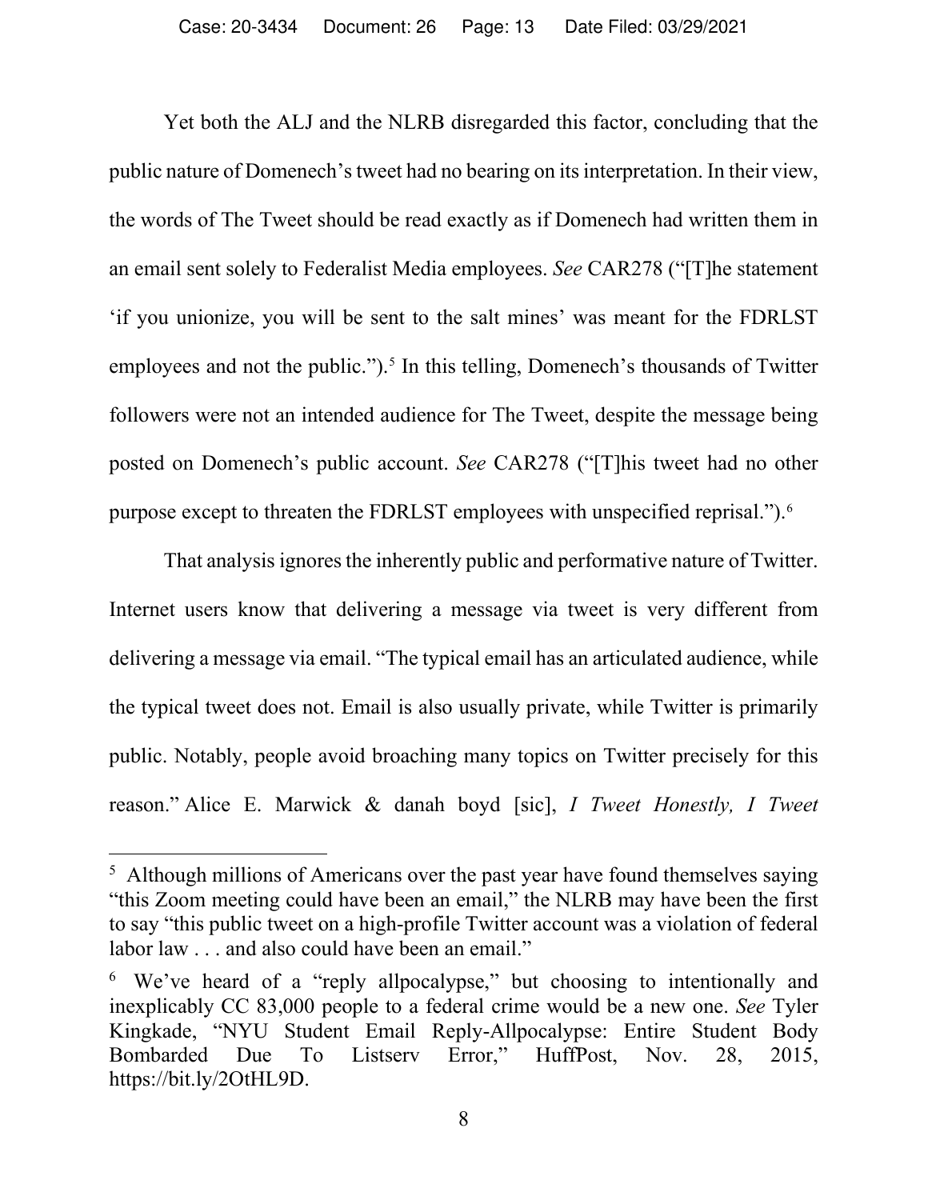Yet both the ALJ and the NLRB disregarded this factor, concluding that the public nature of Domenech's tweet had no bearing on its interpretation. In their view, the words of The Tweet should be read exactly as if Domenech had written them in an email sent solely to Federalist Media employees. *See* CAR278 ("[T]he statement 'if you unionize, you will be sent to the salt mines' was meant for the FDRLST employees and not the public.").[5] In this telling, Domenech's thousands of Twitter followers were not an intended audience for The Tweet, despite the message being posted on Domenech's public account. *See* CAR278 ("[T]his tweet had no other purpose except to threaten the FDRLST employees with unspecified reprisal.").[6]

That analysis ignores the inherently public and performative nature of Twitter. Internet users know that delivering a message via tweet is very different from delivering a message via email. "The typical email has an articulated audience, while the typical tweet does not. Email is also usually private, while Twitter is primarily public. Notably, people avoid broaching many topics on Twitter precisely for this reason." Alice E. Marwick & danah boyd [sic], *I Tweet Honestly, I Tweet*

---

[5] Although millions of Americans over the past year have found themselves saying "this Zoom meeting could have been an email," the NLRB may have been the first to say "this public tweet on a high-profile Twitter account was a violation of federal labor law . . . and also could have been an email."

[6] We've heard of a "reply allpocalypse," but choosing to intentionally and inexplicably CC 83,000 people to a federal crime would be a new one. *See* Tyler Kingkade, "NYU Student Email Reply-Allpocalypse: Entire Student Body Bombarded Due To Listserv Error," HuffPost, Nov. 28, 2015, https://bit.ly/2OtHL9D.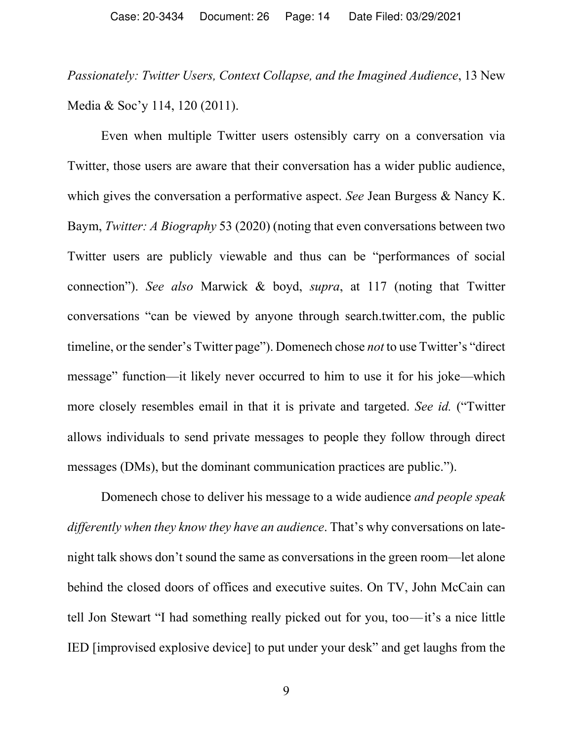*Passionately: Twitter Users, Context Collapse, and the Imagined Audience*, 13 New Media & Soc'y 114, 120 (2011).

Even when multiple Twitter users ostensibly carry on a conversation via Twitter, those users are aware that their conversation has a wider public audience, which gives the conversation a performative aspect. *See* Jean Burgess & Nancy K. Baym, *Twitter: A Biography* 53 (2020) (noting that even conversations between two Twitter users are publicly viewable and thus can be "performances of social connection"). *See also* Marwick & boyd, *supra*, at 117 (noting that Twitter conversations "can be viewed by anyone through search.twitter.com, the public timeline, or the sender's Twitter page"). Domenech chose *not* to use Twitter's "direct message" function—it likely never occurred to him to use it for his joke—which more closely resembles email in that it is private and targeted. *See id.* ("Twitter allows individuals to send private messages to people they follow through direct messages (DMs), but the dominant communication practices are public.").

Domenech chose to deliver his message to a wide audience *and people speak differently when they know they have an audience*. That's why conversations on late-night talk shows don't sound the same as conversations in the green room—let alone behind the closed doors of offices and executive suites. On TV, John McCain can tell Jon Stewart "I had something really picked out for you, too—it's a nice little IED [improvised explosive device] to put under your desk" and get laughs from the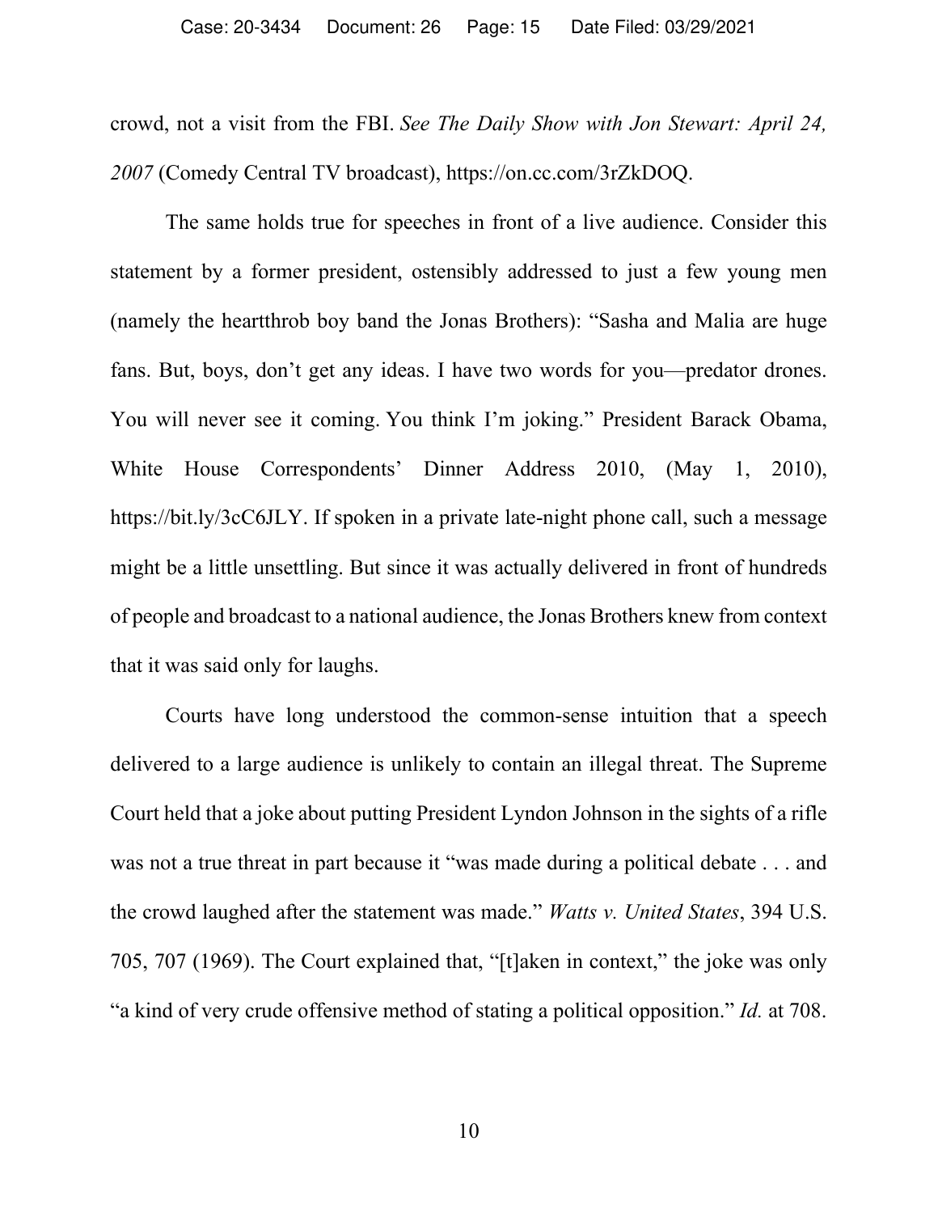crowd, not a visit from the FBI. *See The Daily Show with Jon Stewart: April 24, 2007* (Comedy Central TV broadcast), https://on.cc.com/3rZkDOQ.

The same holds true for speeches in front of a live audience. Consider this statement by a former president, ostensibly addressed to just a few young men (namely the heartthrob boy band the Jonas Brothers): "Sasha and Malia are huge fans. But, boys, don't get any ideas. I have two words for you—predator drones. You will never see it coming. You think I'm joking." President Barack Obama, White House Correspondents' Dinner Address 2010, (May 1, 2010), https://bit.ly/3cC6JLY. If spoken in a private late-night phone call, such a message might be a little unsettling. But since it was actually delivered in front of hundreds of people and broadcast to a national audience, the Jonas Brothers knew from context that it was said only for laughs.

Courts have long understood the common-sense intuition that a speech delivered to a large audience is unlikely to contain an illegal threat. The Supreme Court held that a joke about putting President Lyndon Johnson in the sights of a rifle was not a true threat in part because it "was made during a political debate . . . and the crowd laughed after the statement was made." *Watts v. United States*, 394 U.S. 705, 707 (1969). The Court explained that, "[t]aken in context," the joke was only "a kind of very crude offensive method of stating a political opposition." *Id.* at 708.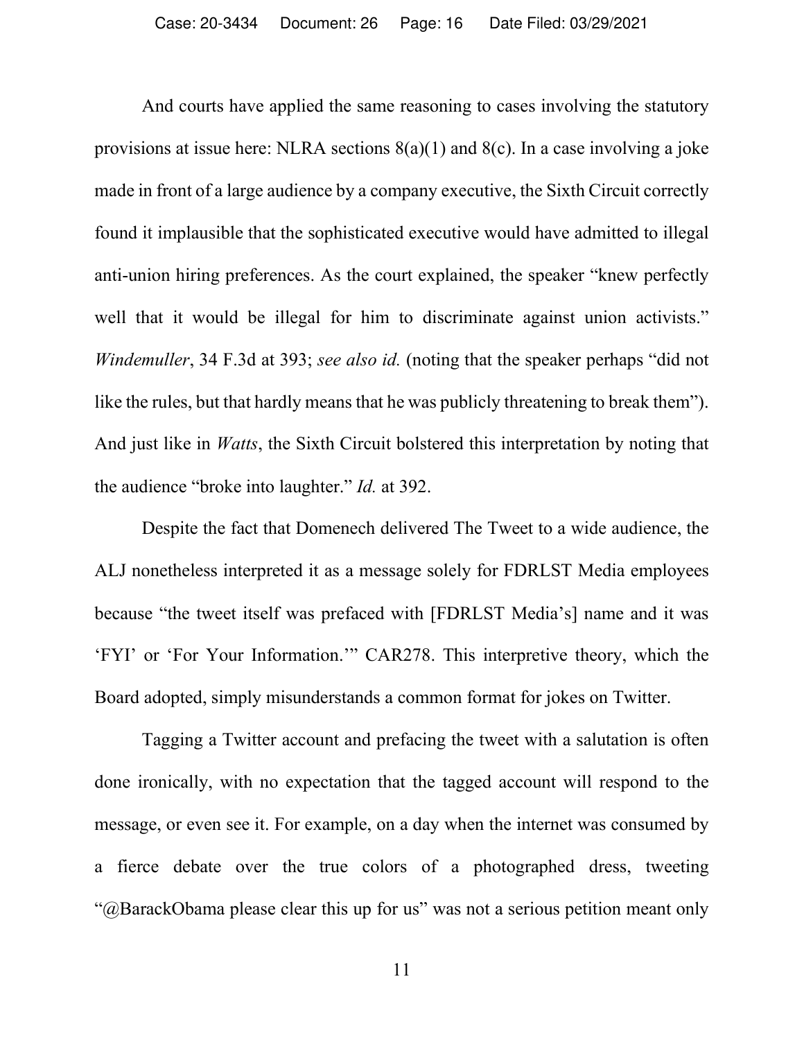And courts have applied the same reasoning to cases involving the statutory provisions at issue here: NLRA sections 8(a)(1) and 8(c). In a case involving a joke made in front of a large audience by a company executive, the Sixth Circuit correctly found it implausible that the sophisticated executive would have admitted to illegal anti-union hiring preferences. As the court explained, the speaker "knew perfectly well that it would be illegal for him to discriminate against union activists." *Windemuller*, 34 F.3d at 393; *see also id.* (noting that the speaker perhaps "did not like the rules, but that hardly means that he was publicly threatening to break them"). And just like in *Watts*, the Sixth Circuit bolstered this interpretation by noting that the audience "broke into laughter." *Id.* at 392.

Despite the fact that Domenech delivered The Tweet to a wide audience, the ALJ nonetheless interpreted it as a message solely for FDRLST Media employees because "the tweet itself was prefaced with [FDRLST Media's] name and it was 'FYI' or 'For Your Information.'" CAR278. This interpretive theory, which the Board adopted, simply misunderstands a common format for jokes on Twitter.

Tagging a Twitter account and prefacing the tweet with a salutation is often done ironically, with no expectation that the tagged account will respond to the message, or even see it. For example, on a day when the internet was consumed by a fierce debate over the true colors of a photographed dress, tweeting "@BarackObama please clear this up for us" was not a serious petition meant only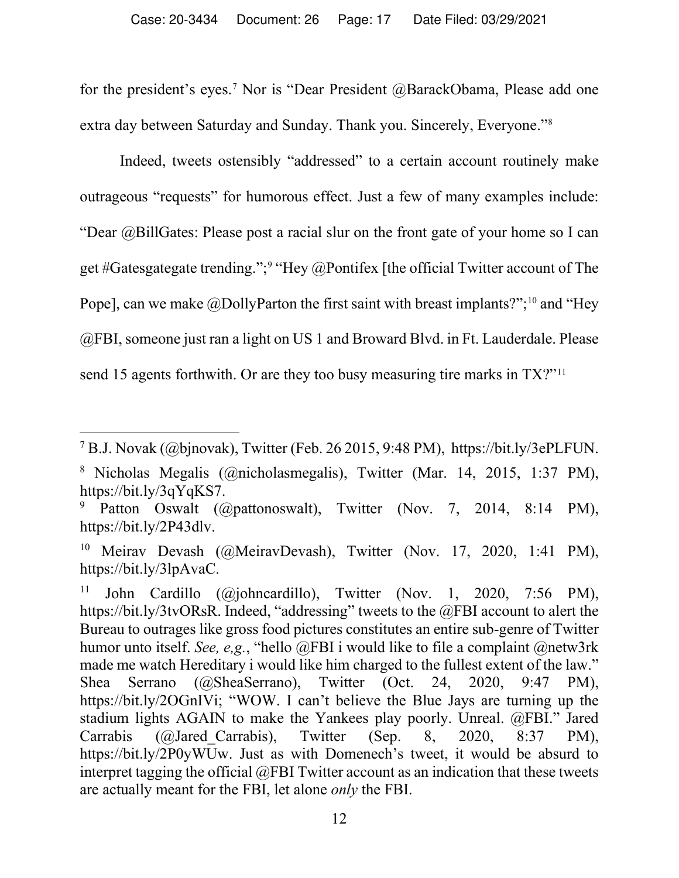for the president's eyes.[7] Nor is "Dear President @BarackObama, Please add one extra day between Saturday and Sunday. Thank you. Sincerely, Everyone."[8]

Indeed, tweets ostensibly "addressed" to a certain account routinely make outrageous "requests" for humorous effect. Just a few of many examples include: "Dear @BillGates: Please post a racial slur on the front gate of your home so I can get #Gatesgategate trending.";[9] "Hey @Pontifex [the official Twitter account of The Pope], can we make @DollyParton the first saint with breast implants?";[10] and "Hey @FBI, someone just ran a light on US 1 and Broward Blvd. in Ft. Lauderdale. Please send 15 agents forthwith. Or are they too busy measuring tire marks in TX?"[11]

---

[7] B.J. Novak (@bjnovak), Twitter (Feb. 26 2015, 9:48 PM), https://bit.ly/3ePLFUN.

[8] Nicholas Megalis (@nicholasmegalis), Twitter (Mar. 14, 2015, 1:37 PM), https://bit.ly/3qYqKS7.

[9] Patton Oswalt (@pattonoswalt), Twitter (Nov. 7, 2014, 8:14 PM), https://bit.ly/2P43dlv.

[10] Meirav Devash (@MeiravDevash), Twitter (Nov. 17, 2020, 1:41 PM), https://bit.ly/3lpAvaC.

[11] John Cardillo (@johncardillo), Twitter (Nov. 1, 2020, 7:56 PM), https://bit.ly/3tvORsR. Indeed, "addressing" tweets to the @FBI account to alert the Bureau to outrages like gross food pictures constitutes an entire sub-genre of Twitter humor unto itself. *See, e,g.*, "hello @FBI i would like to file a complaint @netw3rk made me watch Hereditary i would like him charged to the fullest extent of the law." Shea Serrano (@SheaSerrano), Twitter (Oct. 24, 2020, 9:47 PM), https://bit.ly/2OGnIVi; "WOW. I can't believe the Blue Jays are turning up the stadium lights AGAIN to make the Yankees play poorly. Unreal. @FBI." Jared Carrabis (@Jared_Carrabis), Twitter (Sep. 8, 2020, 8:37 PM), https://bit.ly/2P0yWUw. Just as with Domenech's tweet, it would be absurd to interpret tagging the official @FBI Twitter account as an indication that these tweets are actually meant for the FBI, let alone *only* the FBI.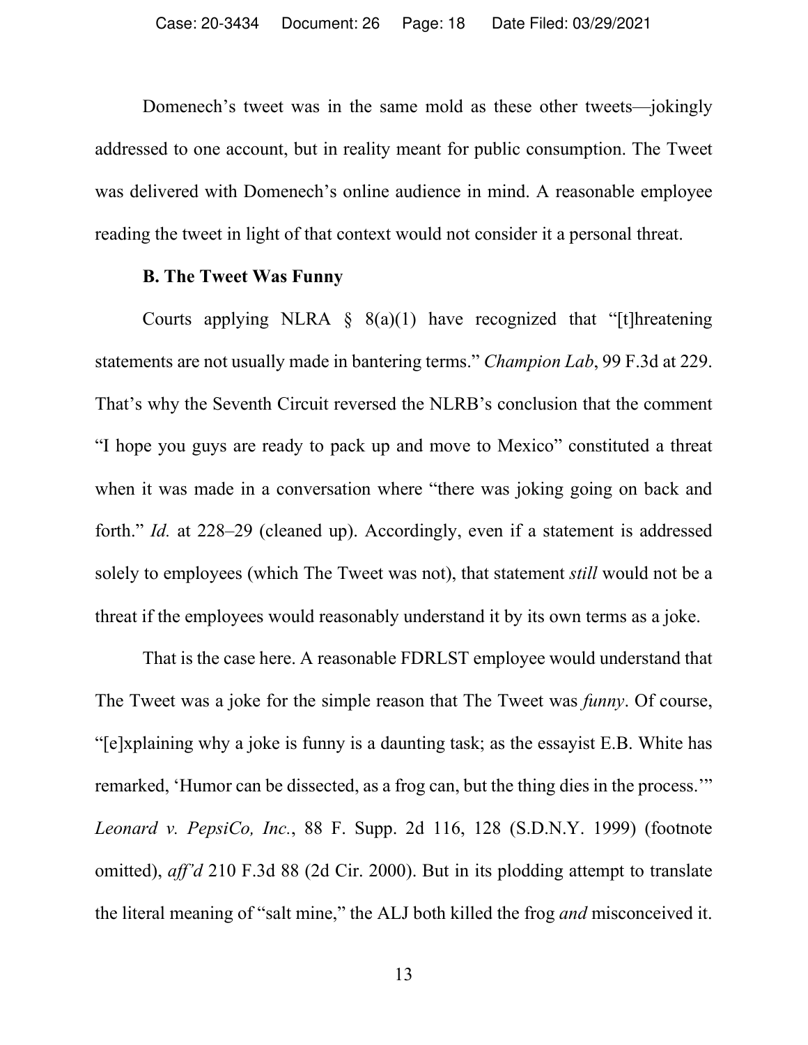Domenech's tweet was in the same mold as these other tweets—jokingly addressed to one account, but in reality meant for public consumption. The Tweet was delivered with Domenech's online audience in mind. A reasonable employee reading the tweet in light of that context would not consider it a personal threat.

### B. The Tweet Was Funny

Courts applying NLRA § 8(a)(1) have recognized that "[t]hreatening statements are not usually made in bantering terms." *Champion Lab*, 99 F.3d at 229. That's why the Seventh Circuit reversed the NLRB's conclusion that the comment "I hope you guys are ready to pack up and move to Mexico" constituted a threat when it was made in a conversation where "there was joking going on back and forth." *Id.* at 228–29 (cleaned up). Accordingly, even if a statement is addressed solely to employees (which The Tweet was not), that statement *still* would not be a threat if the employees would reasonably understand it by its own terms as a joke.

That is the case here. A reasonable FDRLST employee would understand that The Tweet was a joke for the simple reason that The Tweet was *funny*. Of course, "[e]xplaining why a joke is funny is a daunting task; as the essayist E.B. White has remarked, 'Humor can be dissected, as a frog can, but the thing dies in the process.'" *Leonard v. PepsiCo, Inc.*, 88 F. Supp. 2d 116, 128 (S.D.N.Y. 1999) (footnote omitted), *aff'd* 210 F.3d 88 (2d Cir. 2000). But in its plodding attempt to translate the literal meaning of "salt mine," the ALJ both killed the frog *and* misconceived it.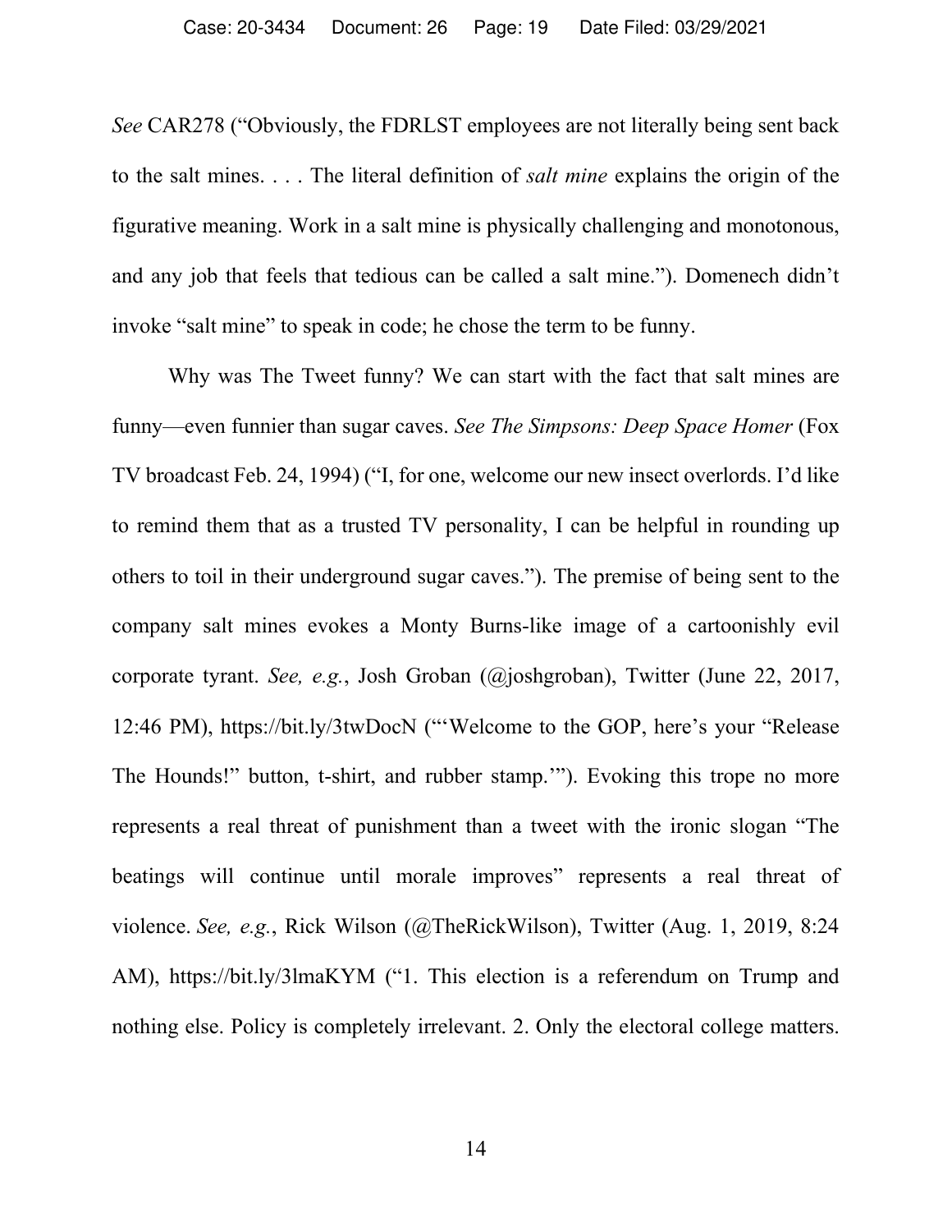*See* CAR278 ("Obviously, the FDRLST employees are not literally being sent back to the salt mines. . . . The literal definition of *salt mine* explains the origin of the figurative meaning. Work in a salt mine is physically challenging and monotonous, and any job that feels that tedious can be called a salt mine."). Domenech didn't invoke "salt mine" to speak in code; he chose the term to be funny.

Why was The Tweet funny? We can start with the fact that salt mines are funny—even funnier than sugar caves. *See The Simpsons: Deep Space Homer* (Fox TV broadcast Feb. 24, 1994) ("I, for one, welcome our new insect overlords. I'd like to remind them that as a trusted TV personality, I can be helpful in rounding up others to toil in their underground sugar caves."). The premise of being sent to the company salt mines evokes a Monty Burns-like image of a cartoonishly evil corporate tyrant. *See, e.g.*, Josh Groban (@joshgroban), Twitter (June 22, 2017, 12:46 PM), https://bit.ly/3twDocN ("'Welcome to the GOP, here's your "Release The Hounds!" button, t-shirt, and rubber stamp.'"). Evoking this trope no more represents a real threat of punishment than a tweet with the ironic slogan "The beatings will continue until morale improves" represents a real threat of violence. *See, e.g.*, Rick Wilson (@TheRickWilson), Twitter (Aug. 1, 2019, 8:24 AM), https://bit.ly/3lmaKYM ("1. This election is a referendum on Trump and nothing else. Policy is completely irrelevant. 2. Only the electoral college matters.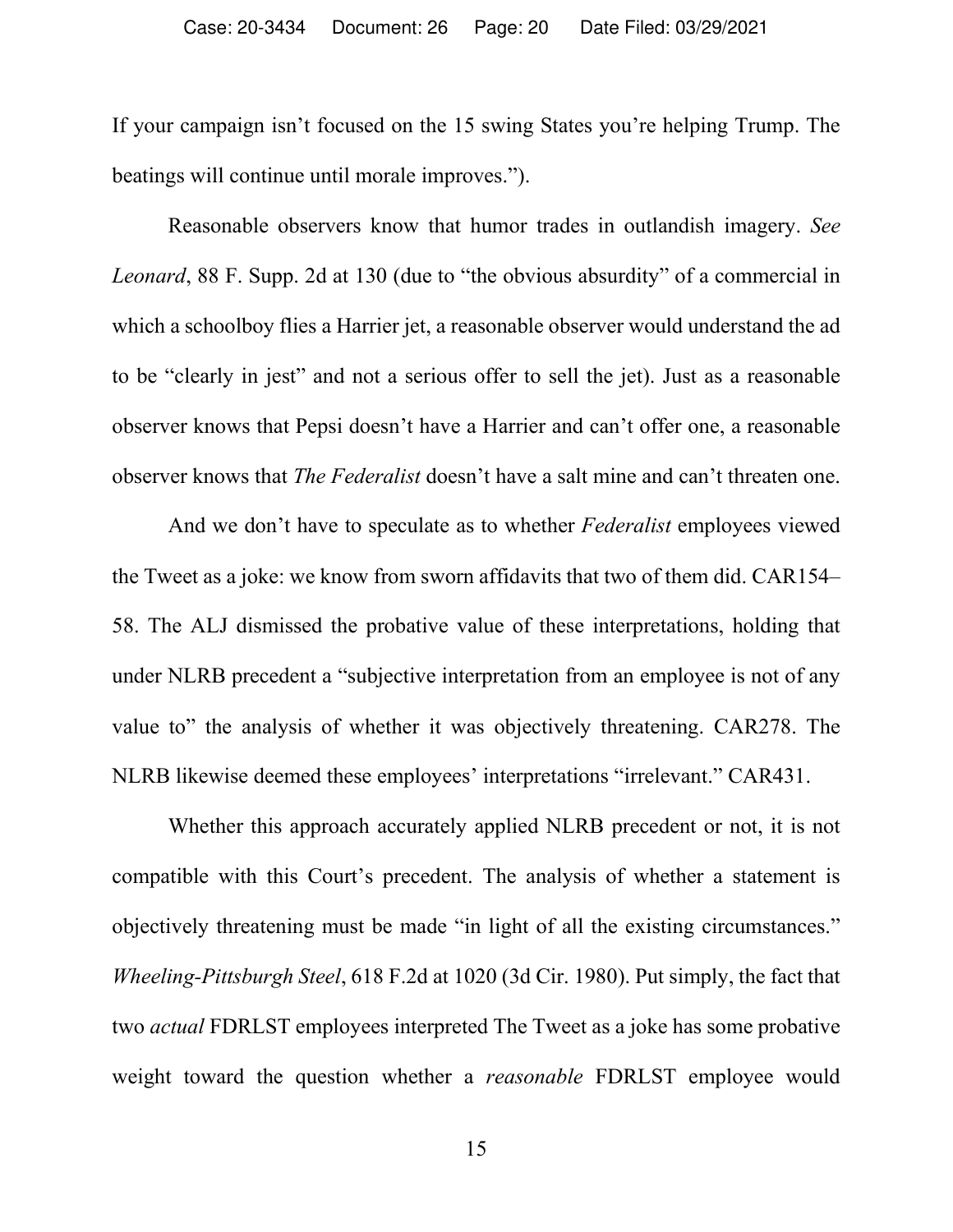If your campaign isn't focused on the 15 swing States you're helping Trump. The beatings will continue until morale improves.").

Reasonable observers know that humor trades in outlandish imagery. *See Leonard*, 88 F. Supp. 2d at 130 (due to "the obvious absurdity" of a commercial in which a schoolboy flies a Harrier jet, a reasonable observer would understand the ad to be "clearly in jest" and not a serious offer to sell the jet). Just as a reasonable observer knows that Pepsi doesn't have a Harrier and can't offer one, a reasonable observer knows that *The Federalist* doesn't have a salt mine and can't threaten one.

And we don't have to speculate as to whether *Federalist* employees viewed the Tweet as a joke: we know from sworn affidavits that two of them did. CAR154–58. The ALJ dismissed the probative value of these interpretations, holding that under NLRB precedent a "subjective interpretation from an employee is not of any value to" the analysis of whether it was objectively threatening. CAR278. The NLRB likewise deemed these employees' interpretations "irrelevant." CAR431.

Whether this approach accurately applied NLRB precedent or not, it is not compatible with this Court's precedent. The analysis of whether a statement is objectively threatening must be made "in light of all the existing circumstances." *Wheeling-Pittsburgh Steel*, 618 F.2d at 1020 (3d Cir. 1980). Put simply, the fact that two *actual* FDRLST employees interpreted The Tweet as a joke has some probative weight toward the question whether a *reasonable* FDRLST employee would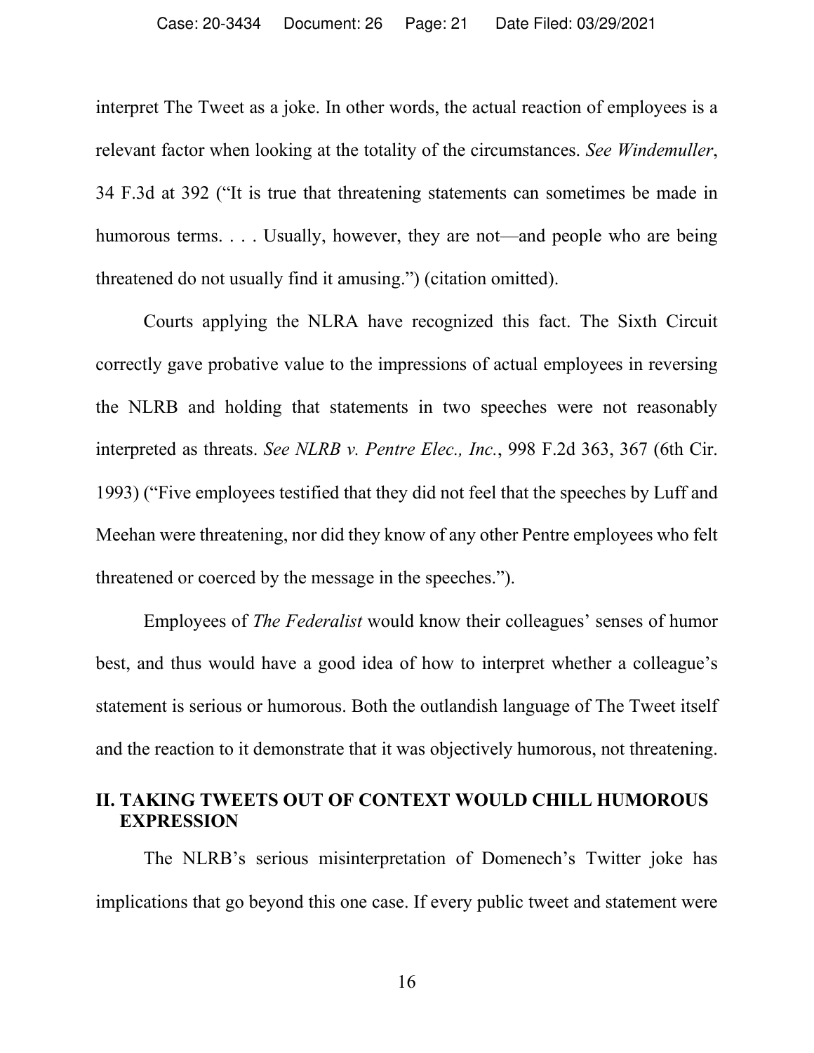interpret The Tweet as a joke. In other words, the actual reaction of employees is a relevant factor when looking at the totality of the circumstances. *See Windemuller*, 34 F.3d at 392 ("It is true that threatening statements can sometimes be made in humorous terms. . . . Usually, however, they are not—and people who are being threatened do not usually find it amusing.") (citation omitted).

Courts applying the NLRA have recognized this fact. The Sixth Circuit correctly gave probative value to the impressions of actual employees in reversing the NLRB and holding that statements in two speeches were not reasonably interpreted as threats. *See NLRB v. Pentre Elec., Inc.*, 998 F.2d 363, 367 (6th Cir. 1993) ("Five employees testified that they did not feel that the speeches by Luff and Meehan were threatening, nor did they know of any other Pentre employees who felt threatened or coerced by the message in the speeches.").

Employees of *The Federalist* would know their colleagues' senses of humor best, and thus would have a good idea of how to interpret whether a colleague's statement is serious or humorous. Both the outlandish language of The Tweet itself and the reaction to it demonstrate that it was objectively humorous, not threatening.

## II. TAKING TWEETS OUT OF CONTEXT WOULD CHILL HUMOROUS EXPRESSION

The NLRB's serious misinterpretation of Domenech's Twitter joke has implications that go beyond this one case. If every public tweet and statement were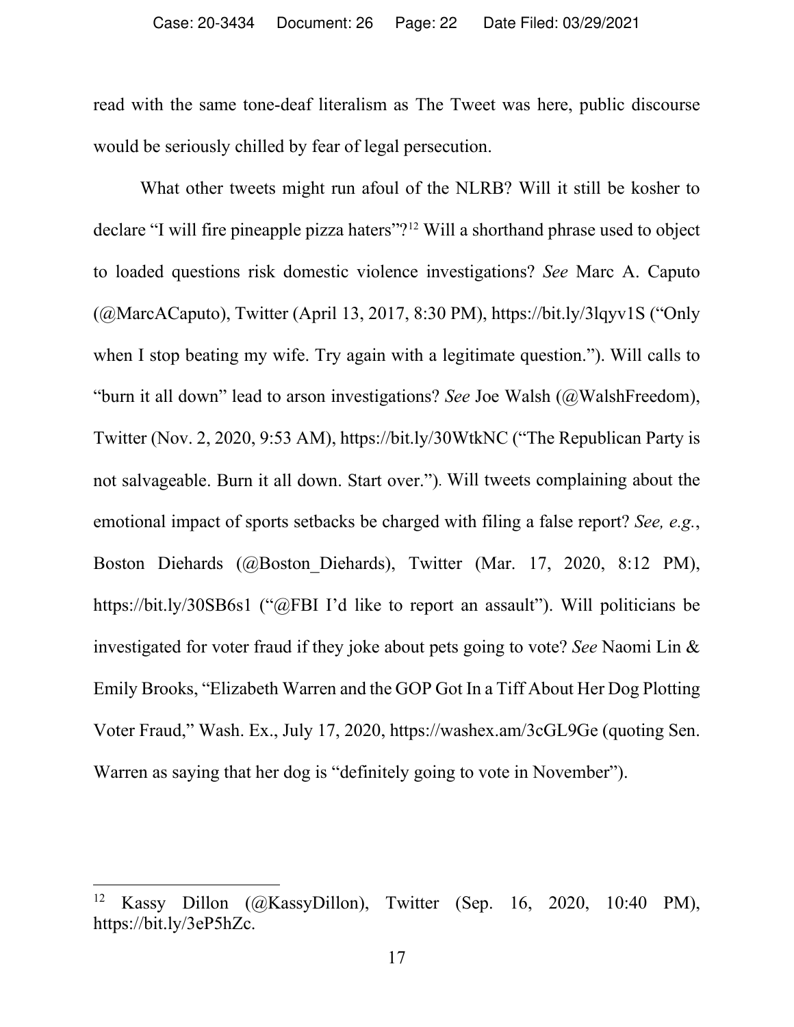read with the same tone-deaf literalism as The Tweet was here, public discourse would be seriously chilled by fear of legal persecution.

What other tweets might run afoul of the NLRB? Will it still be kosher to declare "I will fire pineapple pizza haters"?[12] Will a shorthand phrase used to object to loaded questions risk domestic violence investigations? *See* Marc A. Caputo (@MarcACaputo), Twitter (April 13, 2017, 8:30 PM), https://bit.ly/3lqyv1S ("Only when I stop beating my wife. Try again with a legitimate question."). Will calls to "burn it all down" lead to arson investigations? *See* Joe Walsh (@WalshFreedom), Twitter (Nov. 2, 2020, 9:53 AM), https://bit.ly/30WtkNC ("The Republican Party is not salvageable. Burn it all down. Start over."). Will tweets complaining about the emotional impact of sports setbacks be charged with filing a false report? *See, e.g.*, Boston Diehards (@Boston_Diehards), Twitter (Mar. 17, 2020, 8:12 PM), https://bit.ly/30SB6s1 ("@FBI I'd like to report an assault"). Will politicians be investigated for voter fraud if they joke about pets going to vote? *See* Naomi Lin & Emily Brooks, "Elizabeth Warren and the GOP Got In a Tiff About Her Dog Plotting Voter Fraud," Wash. Ex., July 17, 2020, https://washex.am/3cGL9Ge (quoting Sen. Warren as saying that her dog is "definitely going to vote in November").

---

[12] Kassy Dillon (@KassyDillon), Twitter (Sep. 16, 2020, 10:40 PM), https://bit.ly/3eP5hZc.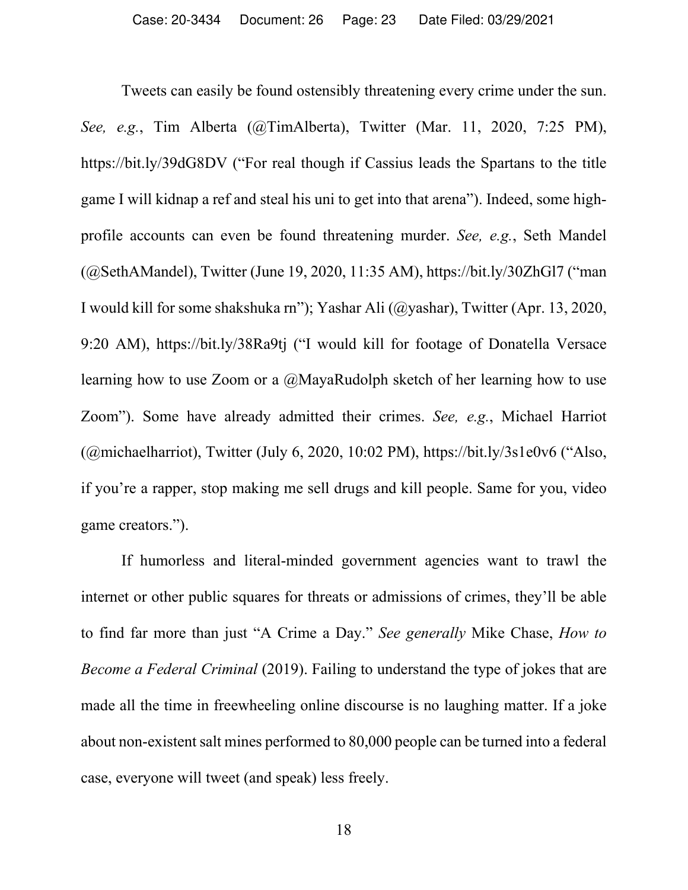Tweets can easily be found ostensibly threatening every crime under the sun. *See, e.g.*, Tim Alberta (@TimAlberta), Twitter (Mar. 11, 2020, 7:25 PM), https://bit.ly/39dG8DV ("For real though if Cassius leads the Spartans to the title game I will kidnap a ref and steal his uni to get into that arena"). Indeed, some high-profile accounts can even be found threatening murder. *See, e.g.*, Seth Mandel (@SethAMandel), Twitter (June 19, 2020, 11:35 AM), https://bit.ly/30ZhGl7 ("man I would kill for some shakshuka rn"); Yashar Ali (@yashar), Twitter (Apr. 13, 2020, 9:20 AM), https://bit.ly/38Ra9tj ("I would kill for footage of Donatella Versace learning how to use Zoom or a @MayaRudolph sketch of her learning how to use Zoom"). Some have already admitted their crimes. *See, e.g.*, Michael Harriot (@michaelharriot), Twitter (July 6, 2020, 10:02 PM), https://bit.ly/3s1e0v6 ("Also, if you're a rapper, stop making me sell drugs and kill people. Same for you, video game creators.").

If humorless and literal-minded government agencies want to trawl the internet or other public squares for threats or admissions of crimes, they'll be able to find far more than just "A Crime a Day." *See generally* Mike Chase, *How to Become a Federal Criminal* (2019). Failing to understand the type of jokes that are made all the time in freewheeling online discourse is no laughing matter. If a joke about non-existent salt mines performed to 80,000 people can be turned into a federal case, everyone will tweet (and speak) less freely.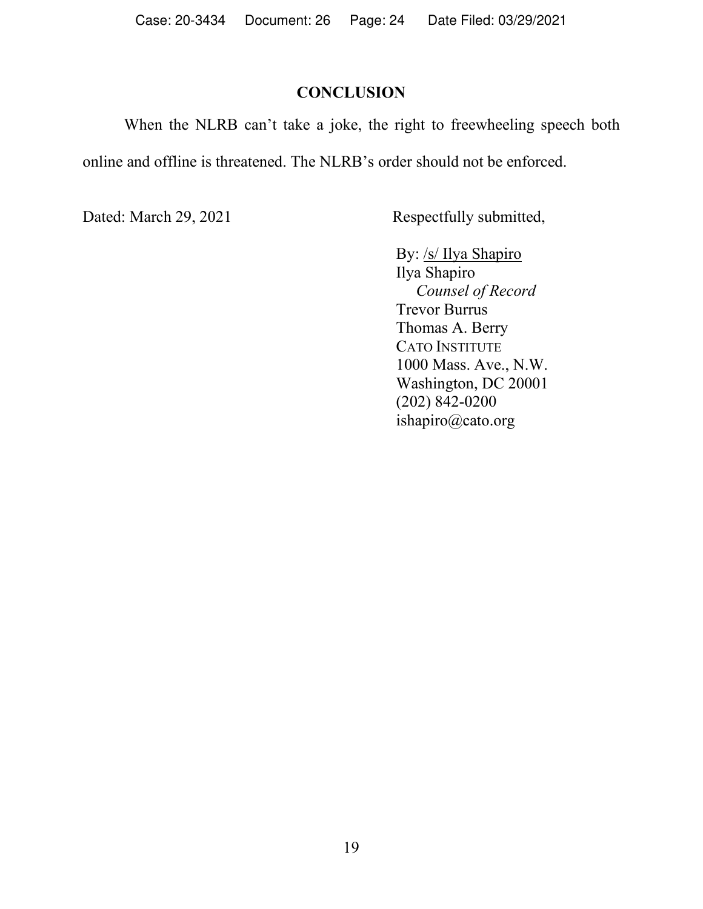## CONCLUSION

When the NLRB can't take a joke, the right to freewheeling speech both online and offline is threatened. The NLRB's order should not be enforced.

Dated: March 29, 2021

Respectfully submitted,

By: /s/ Ilya Shapiro
Ilya Shapiro
*Counsel of Record*
Trevor Burrus
Thomas A. Berry
CATO INSTITUTE
1000 Mass. Ave., N.W.
Washington, DC 20001
(202) 842-0200
ishapiro@cato.org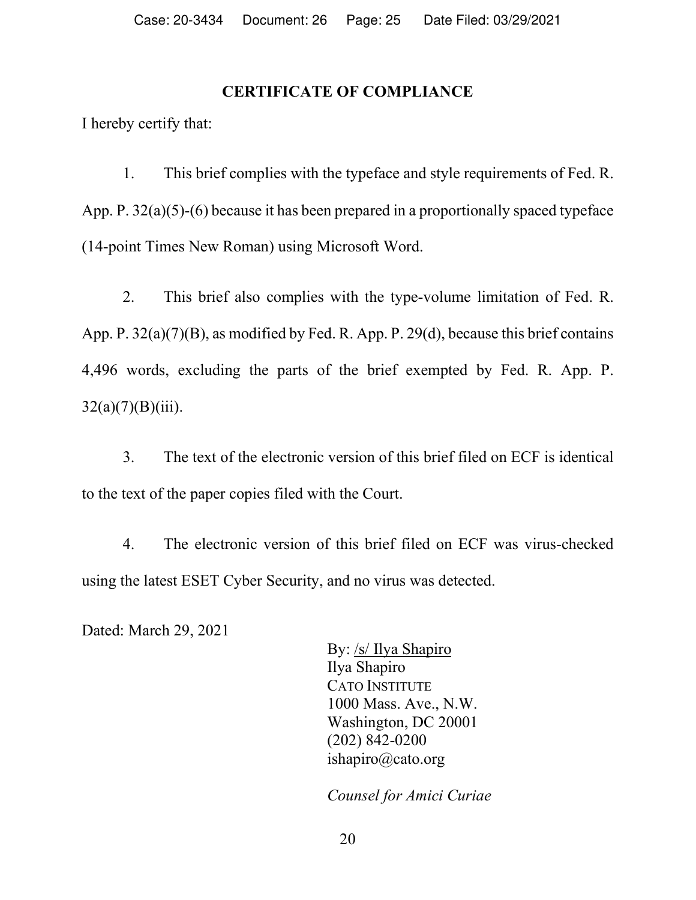## CERTIFICATE OF COMPLIANCE

I hereby certify that:

1. This brief complies with the typeface and style requirements of Fed. R. App. P. 32(a)(5)-(6) because it has been prepared in a proportionally spaced typeface (14-point Times New Roman) using Microsoft Word.

2. This brief also complies with the type-volume limitation of Fed. R. App. P. 32(a)(7)(B), as modified by Fed. R. App. P. 29(d), because this brief contains 4,496 words, excluding the parts of the brief exempted by Fed. R. App. P. 32(a)(7)(B)(iii).

3. The text of the electronic version of this brief filed on ECF is identical to the text of the paper copies filed with the Court.

4. The electronic version of this brief filed on ECF was virus-checked using the latest ESET Cyber Security, and no virus was detected.

Dated: March 29, 2021

By: /s/ Ilya Shapiro
Ilya Shapiro
CATO INSTITUTE
1000 Mass. Ave., N.W.
Washington, DC 20001
(202) 842-0200
ishapiro@cato.org

*Counsel for Amici Curiae*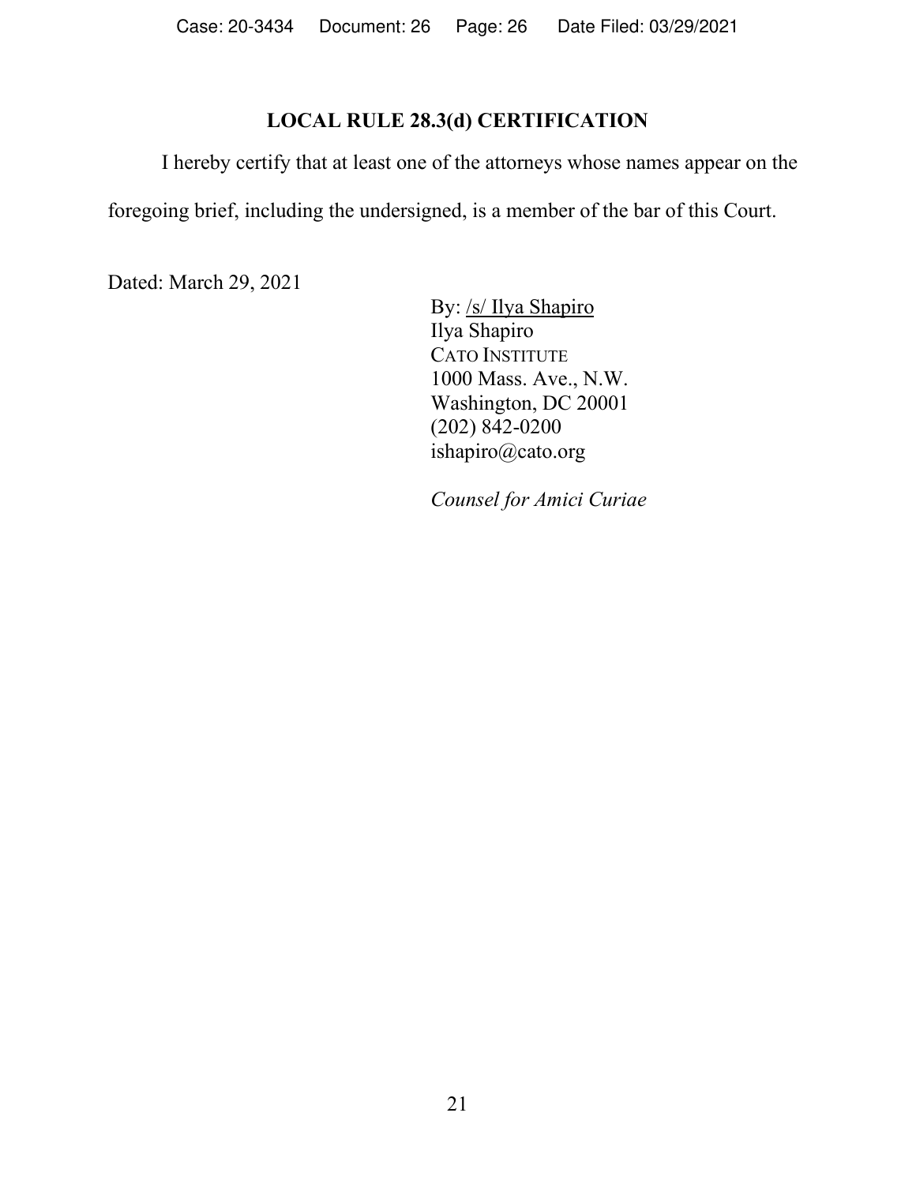## LOCAL RULE 28.3(d) CERTIFICATION

I hereby certify that at least one of the attorneys whose names appear on the foregoing brief, including the undersigned, is a member of the bar of this Court.

Dated: March 29, 2021

By: /s/ Ilya Shapiro
Ilya Shapiro
CATO INSTITUTE
1000 Mass. Ave., N.W.
Washington, DC 20001
(202) 842-0200
ishapiro@cato.org

*Counsel for Amici Curiae*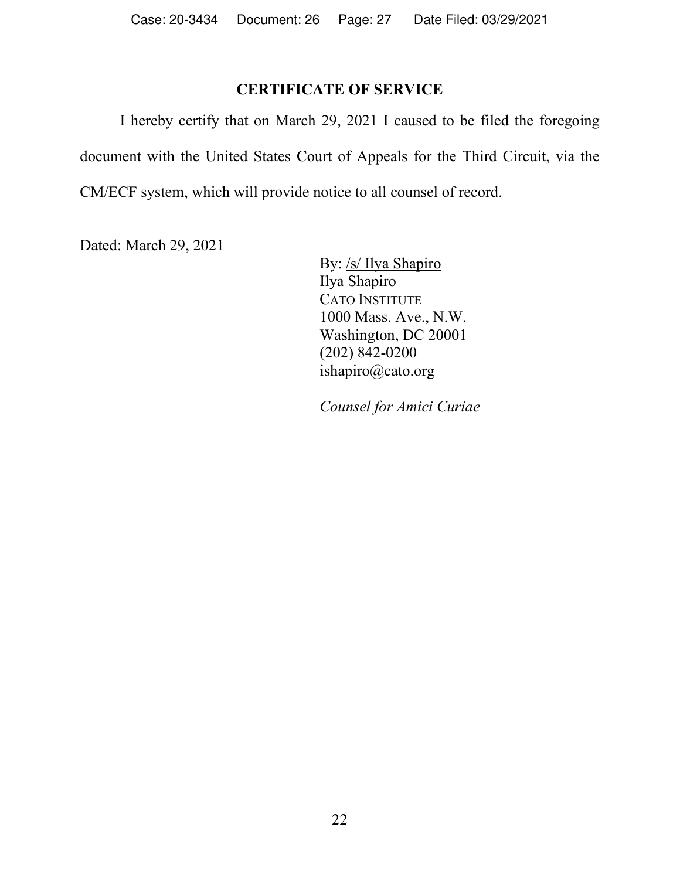## CERTIFICATE OF SERVICE

I hereby certify that on March 29, 2021 I caused to be filed the foregoing document with the United States Court of Appeals for the Third Circuit, via the CM/ECF system, which will provide notice to all counsel of record.

Dated: March 29, 2021

By: /s/ Ilya Shapiro
Ilya Shapiro
CATO INSTITUTE
1000 Mass. Ave., N.W.
Washington, DC 20001
(202) 842-0200
ishapiro@cato.org

*Counsel for Amici Curiae*